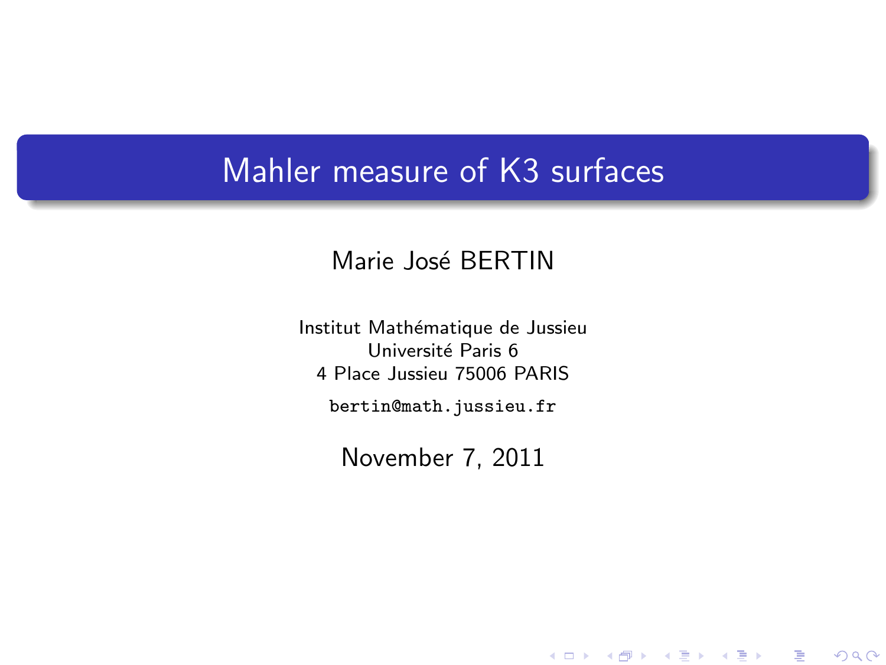# Mahler measure of K3 surfaces

Marie José BERTIN

Institut Mathématique de Jussieu
Université Paris 6
4 Place Jussieu 75006 PARIS

bertin@math.jussieu.fr

November 7, 2011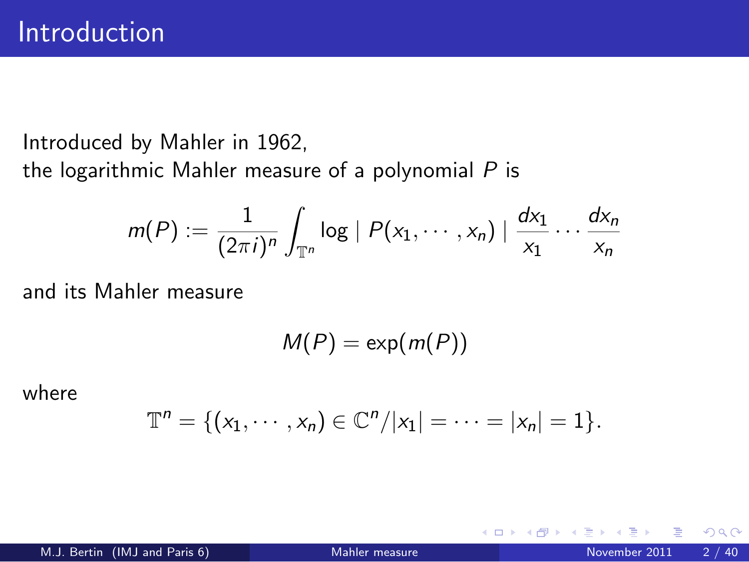# Introduction

Introduced by Mahler in 1962,
the logarithmic Mahler measure of a polynomial $P$ is

$$m(P) := \frac{1}{(2\pi i)^n} \int_{\mathbb{T}^n} \log \mid P(x_1, \cdots, x_n) \mid \frac{dx_1}{x_1} \cdots \frac{dx_n}{x_n}$$

and its Mahler measure

$$M(P) = \exp(m(P))$$

where

$$\mathbb{T}^n = \{(x_1, \cdots, x_n) \in \mathbb{C}^n / |x_1| = \cdots = |x_n| = 1\}.$$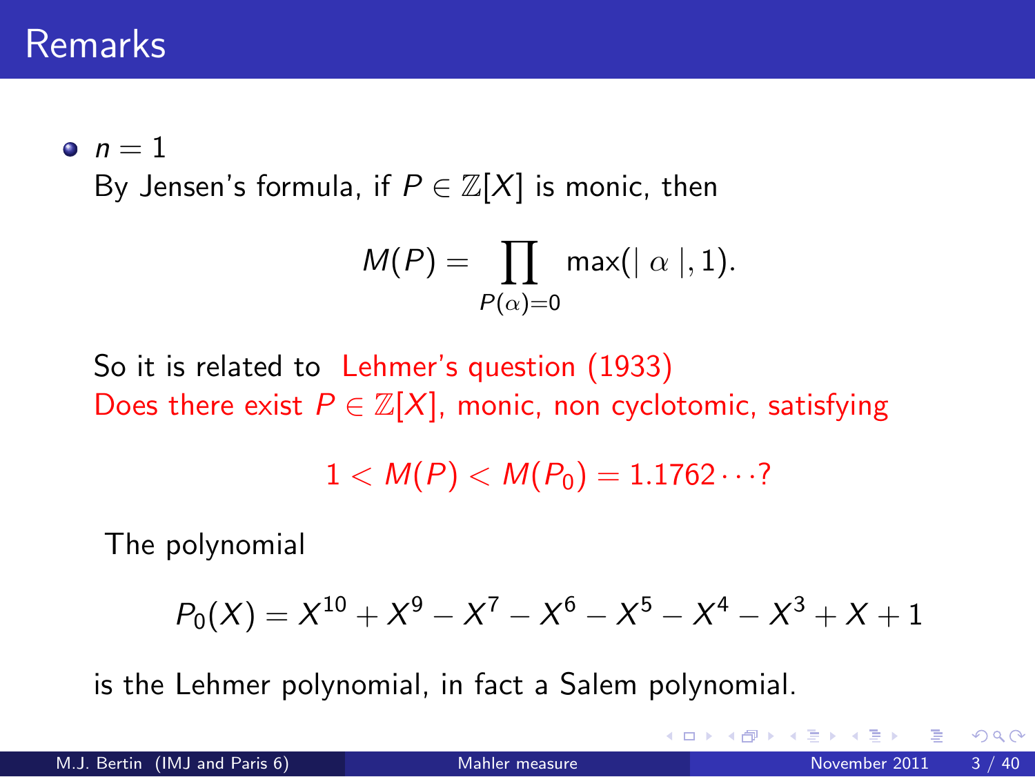# Remarks

- $n = 1$

  By Jensen's formula, if $P \in \mathbb{Z}[X]$ is monic, then

  $$M(P) = \prod_{P(\alpha)=0} \max(|\ \alpha\ |, 1).$$

  So it is related to Lehmer's question (1933)
  Does there exist $P \in \mathbb{Z}[X]$, monic, non cyclotomic, satisfying

  $$1 < M(P) < M(P_0) = 1.1762 \cdots ?$$

  The polynomial

  $$P_0(X) = X^{10} + X^9 - X^7 - X^6 - X^5 - X^4 - X^3 + X + 1$$

  is the Lehmer polynomial, in fact a Salem polynomial.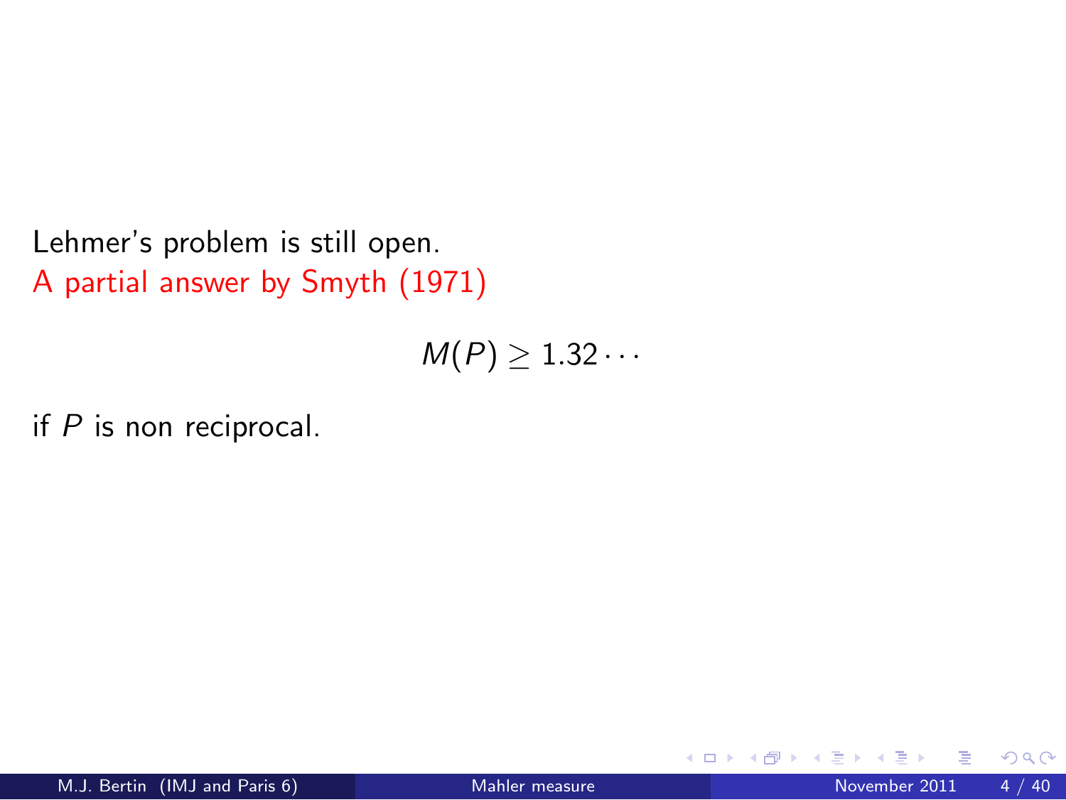Lehmer's problem is still open.
A partial answer by Smyth (1971)

$$M(P) \geq 1.32\cdots$$

if $P$ is non reciprocal.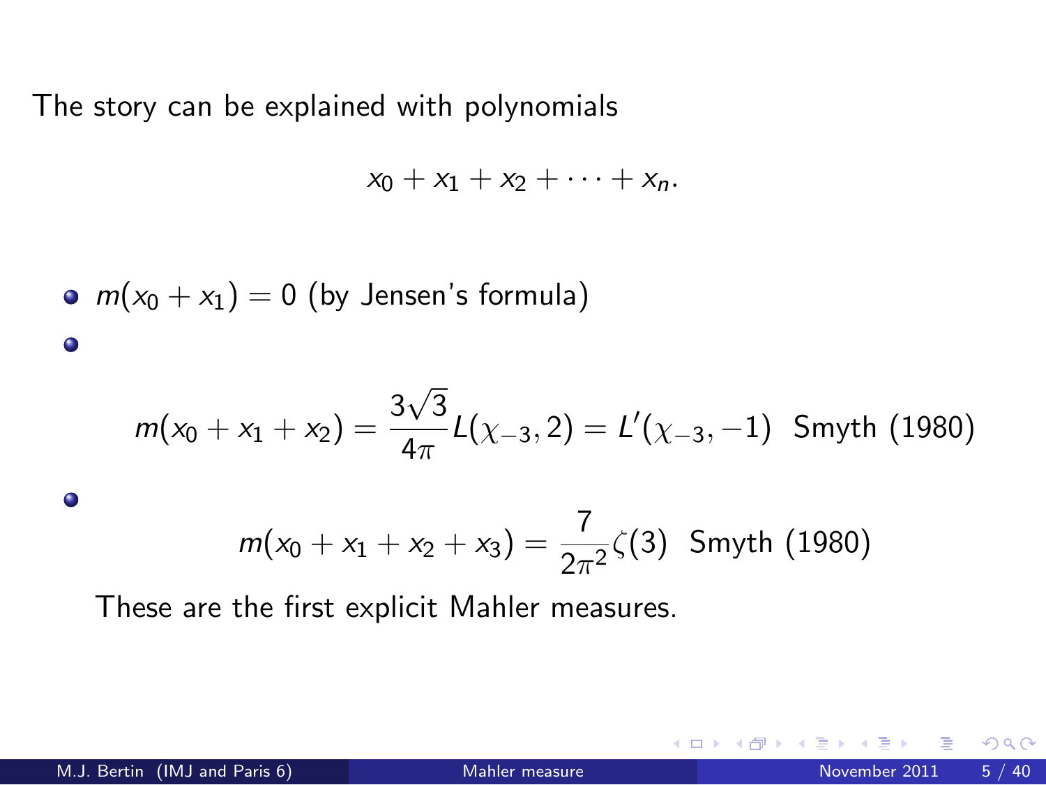The story can be explained with polynomials

$$x_0 + x_1 + x_2 + \cdots + x_n.$$

- $m(x_0 + x_1) = 0$ (by Jensen's formula)
- $$m(x_0 + x_1 + x_2) = \frac{3\sqrt{3}}{4\pi} L(\chi_{-3}, 2) = L'(\chi_{-3}, -1) \text{ Smyth (1980)}$$
- $$m(x_0 + x_1 + x_2 + x_3) = \frac{7}{2\pi^2}\zeta(3) \text{ Smyth (1980)}$$

  These are the first explicit Mahler measures.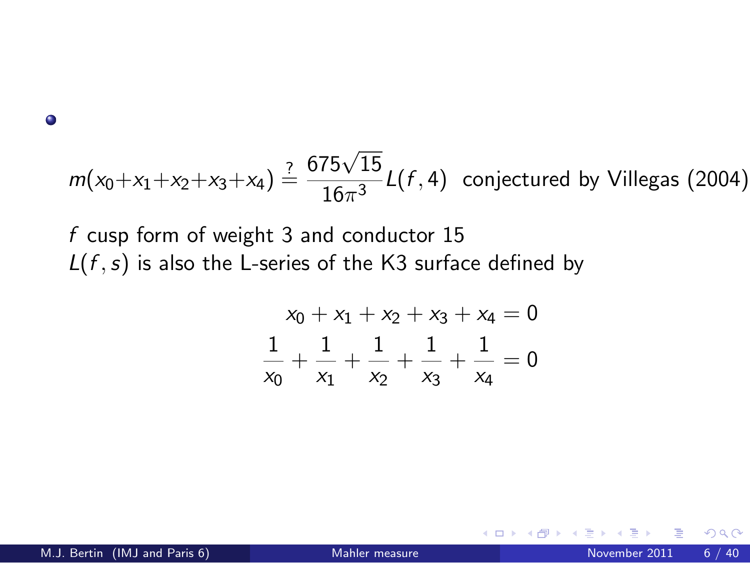- $$m(x_0+x_1+x_2+x_3+x_4) \stackrel{?}{=} \frac{675\sqrt{15}}{16\pi^3} L(f,4) \quad \text{conjectured by Villegas (2004)}$$

  $f$ cusp form of weight 3 and conductor 15
  $L(f,s)$ is also the L-series of the K3 surface defined by

$$x_0 + x_1 + x_2 + x_3 + x_4 = 0$$
$$\frac{1}{x_0} + \frac{1}{x_1} + \frac{1}{x_2} + \frac{1}{x_3} + \frac{1}{x_4} = 0$$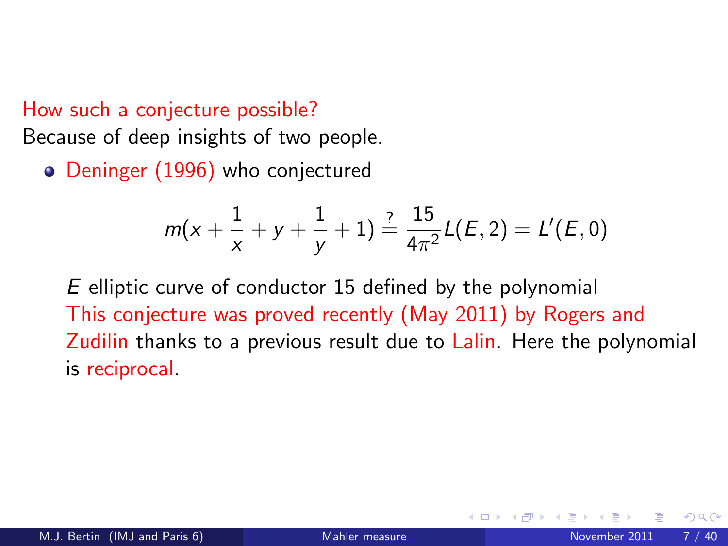How such a conjecture possible?
Because of deep insights of two people.

- Deninger (1996) who conjectured

$$m(x + \frac{1}{x} + y + \frac{1}{y} + 1) \stackrel{?}{=} \frac{15}{4\pi^2} L(E,2) = L'(E,0)$$

  $E$ elliptic curve of conductor 15 defined by the polynomial
  This conjecture was proved recently (May 2011) by Rogers and Zudilin thanks to a previous result due to Lalin. Here the polynomial is reciprocal.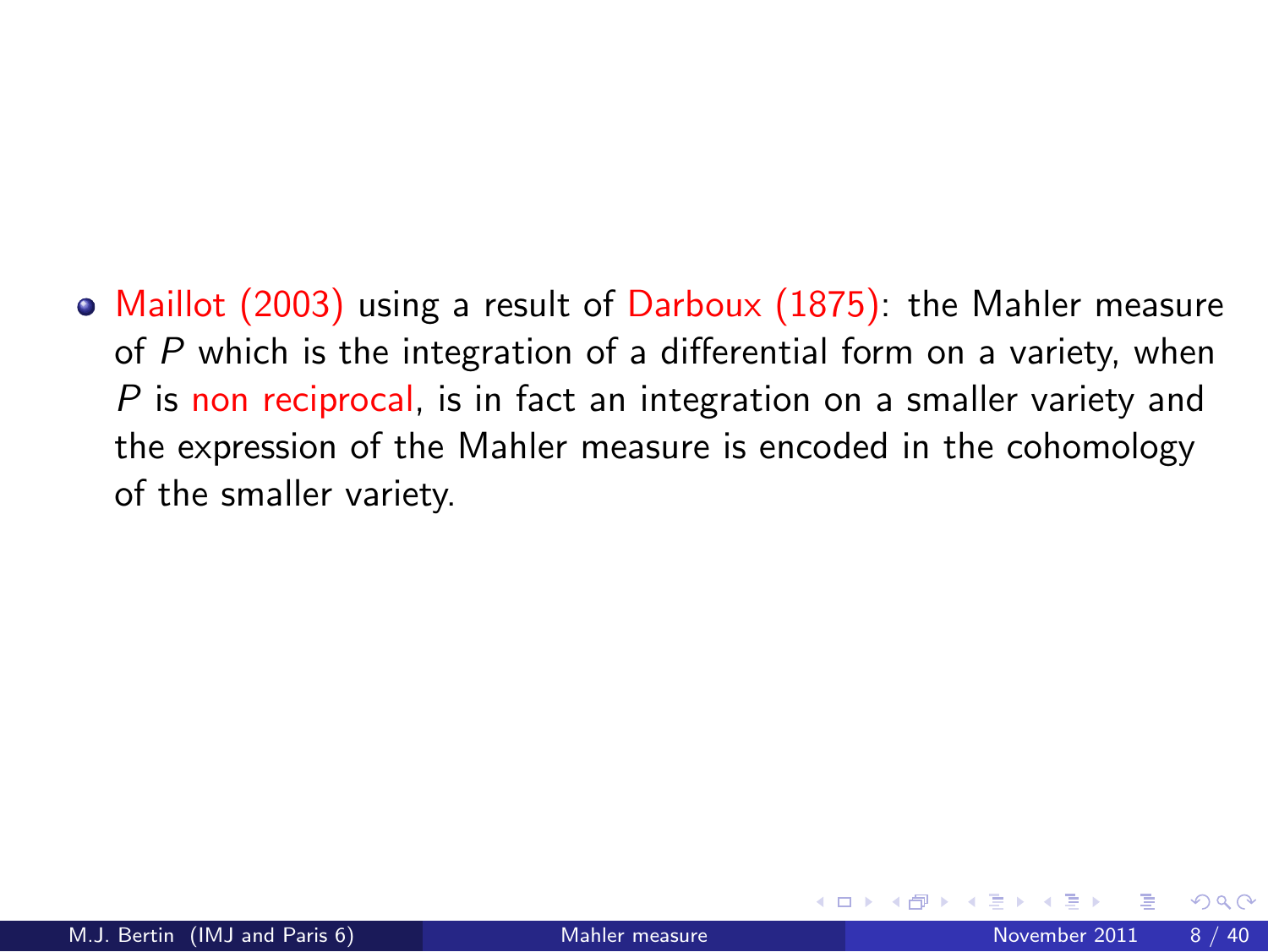- Maillot (2003) using a result of Darboux (1875): the Mahler measure of $P$ which is the integration of a differential form on a variety, when $P$ is non reciprocal, is in fact an integration on a smaller variety and the expression of the Mahler measure is encoded in the cohomology of the smaller variety.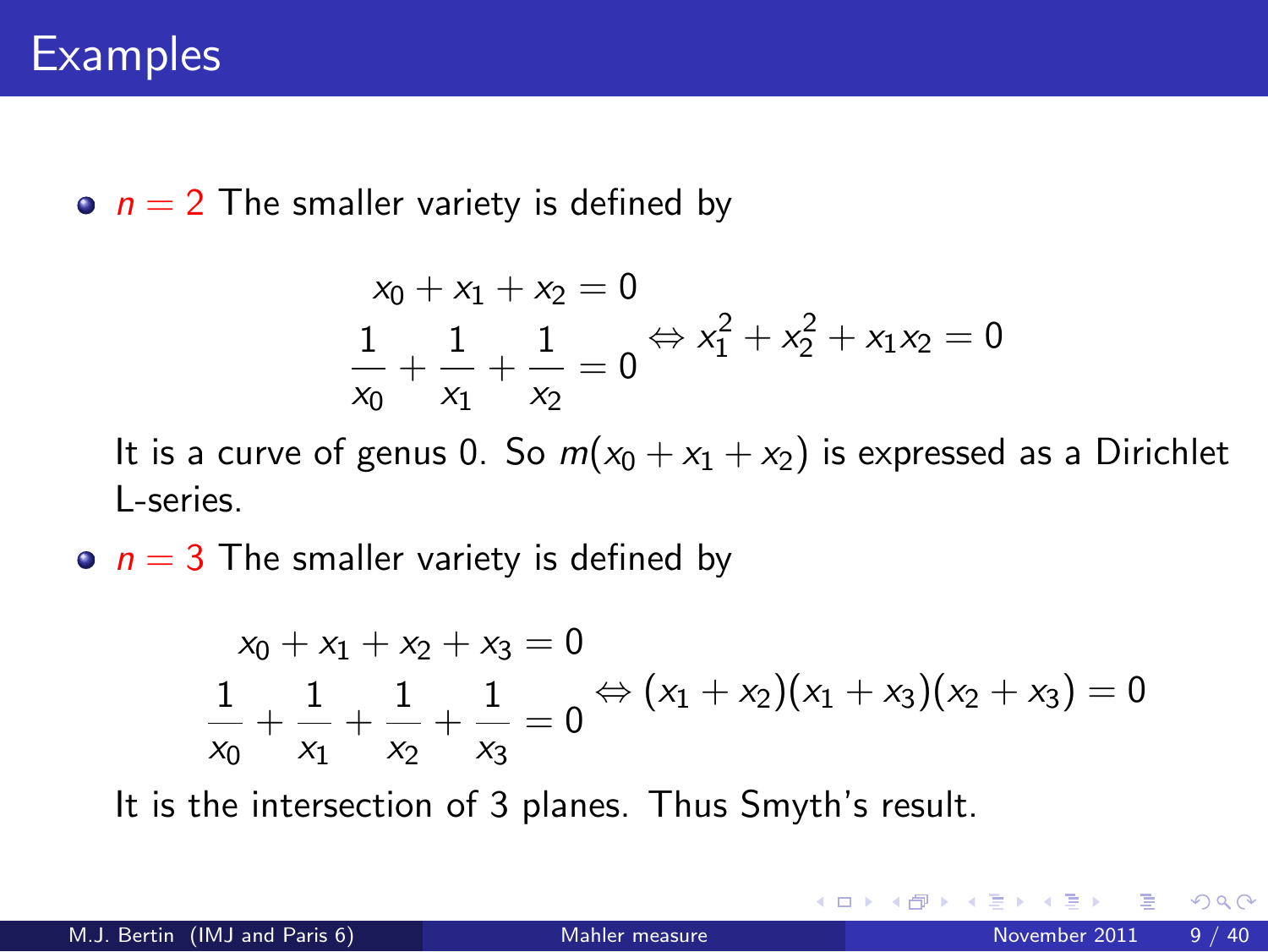# Examples

- $n = 2$ The smaller variety is defined by

$$\begin{array}{c} x_0 + x_1 + x_2 = 0 \\ \dfrac{1}{x_0} + \dfrac{1}{x_1} + \dfrac{1}{x_2} = 0 \end{array} \Leftrightarrow x_1^2 + x_2^2 + x_1 x_2 = 0$$

  It is a curve of genus 0. So $m(x_0 + x_1 + x_2)$ is expressed as a Dirichlet L-series.

- $n = 3$ The smaller variety is defined by

$$\begin{array}{c} x_0 + x_1 + x_2 + x_3 = 0 \\ \dfrac{1}{x_0} + \dfrac{1}{x_1} + \dfrac{1}{x_2} + \dfrac{1}{x_3} = 0 \end{array} \Leftrightarrow (x_1 + x_2)(x_1 + x_3)(x_2 + x_3) = 0$$

  It is the intersection of 3 planes. Thus Smyth's result.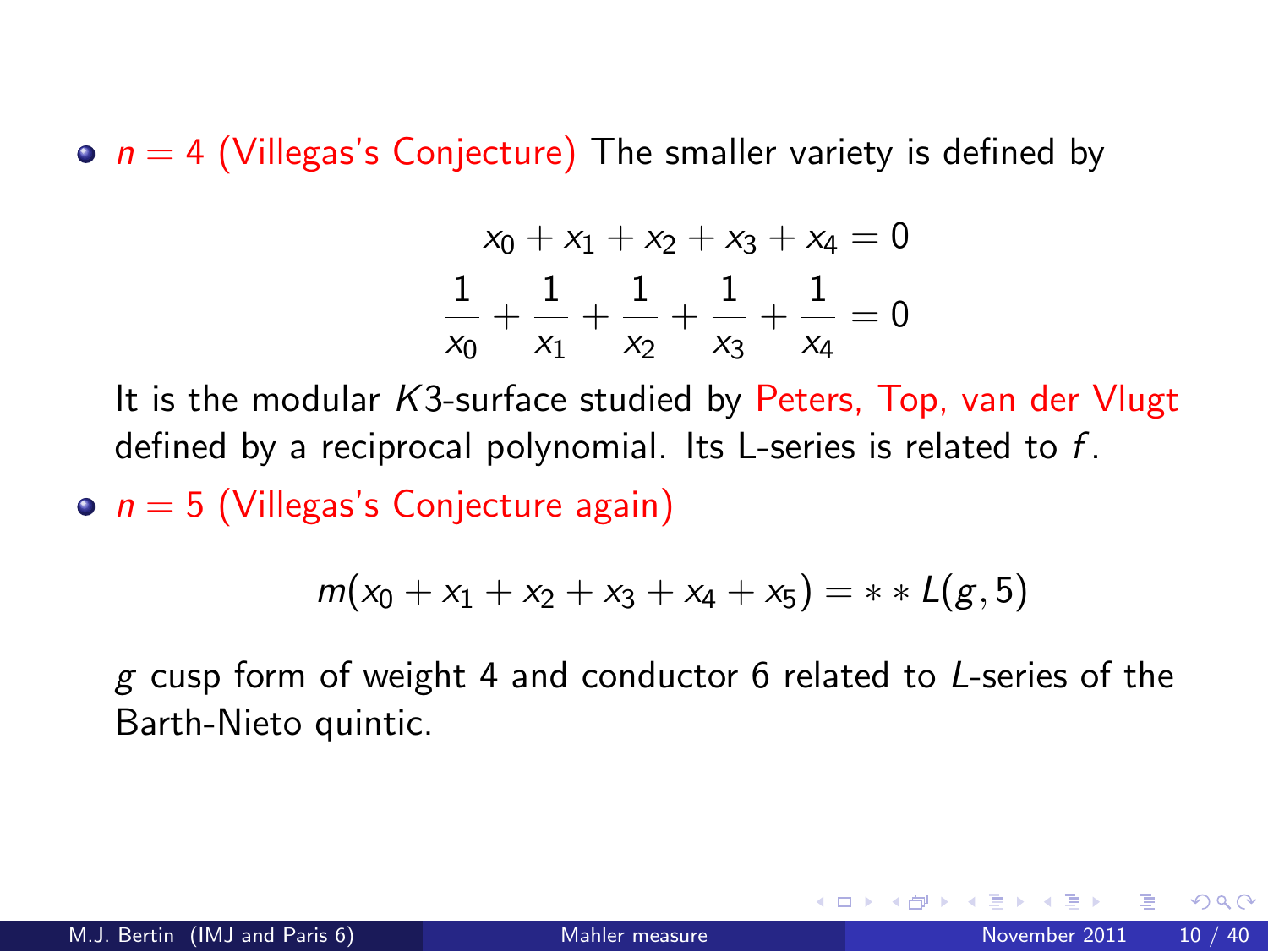- $n = 4$ (Villegas's Conjecture) The smaller variety is defined by

$$x_0 + x_1 + x_2 + x_3 + x_4 = 0$$
$$\frac{1}{x_0} + \frac{1}{x_1} + \frac{1}{x_2} + \frac{1}{x_3} + \frac{1}{x_4} = 0$$

  It is the modular $K3$-surface studied by Peters, Top, van der Vlugt defined by a reciprocal polynomial. Its L-series is related to $f$.

- $n = 5$ (Villegas's Conjecture again)

$$m(x_0 + x_1 + x_2 + x_3 + x_4 + x_5) = ** L(g, 5)$$

  $g$ cusp form of weight 4 and conductor 6 related to $L$-series of the Barth-Nieto quintic.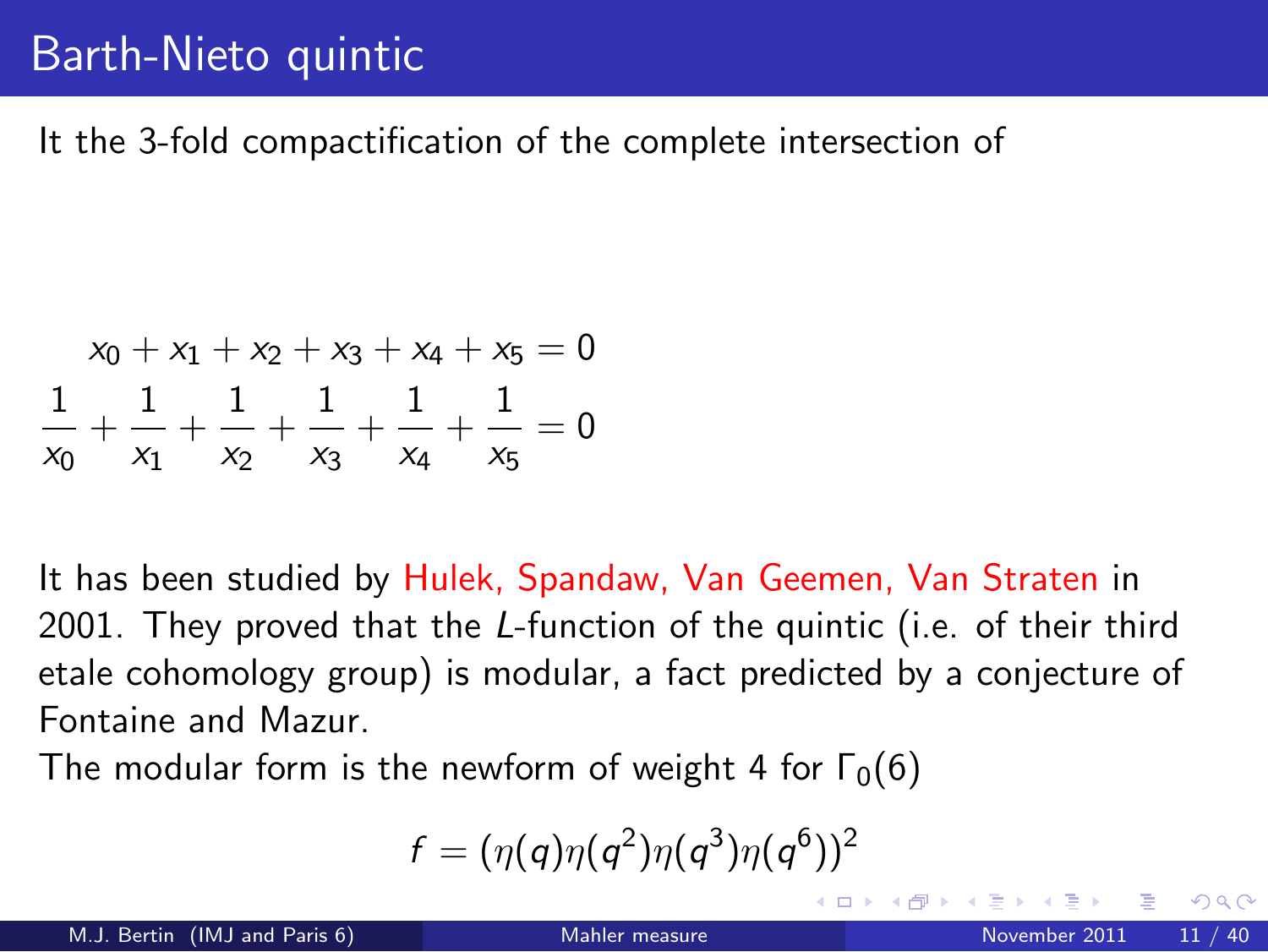# Barth-Nieto quintic

It the 3-fold compactification of the complete intersection of

$$
\begin{aligned}
x_0 + x_1 + x_2 + x_3 + x_4 + x_5 &= 0 \\
\frac{1}{x_0} + \frac{1}{x_1} + \frac{1}{x_2} + \frac{1}{x_3} + \frac{1}{x_4} + \frac{1}{x_5} &= 0
\end{aligned}
$$

It has been studied by Hulek, Spandaw, Van Geemen, Van Straten in 2001. They proved that the $L$-function of the quintic (i.e. of their third etale cohomology group) is modular, a fact predicted by a conjecture of Fontaine and Mazur.

The modular form is the newform of weight 4 for $\Gamma_0(6)$

$$
f = (\eta(q)\eta(q^2)\eta(q^3)\eta(q^6))^2
$$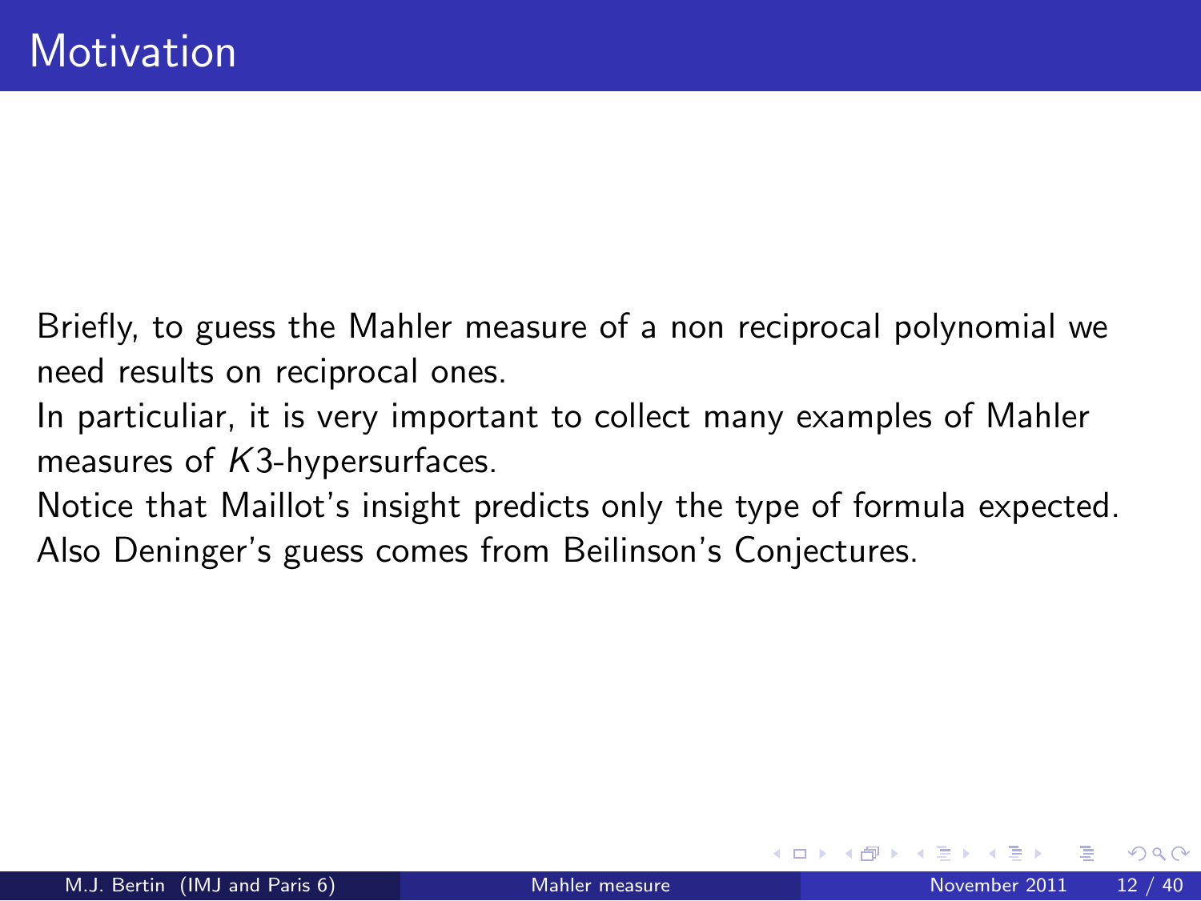# Motivation

Briefly, to guess the Mahler measure of a non reciprocal polynomial we need results on reciprocal ones.

In particuliar, it is very important to collect many examples of Mahler measures of $K3$-hypersurfaces.

Notice that Maillot's insight predicts only the type of formula expected.

Also Deninger's guess comes from Beilinson's Conjectures.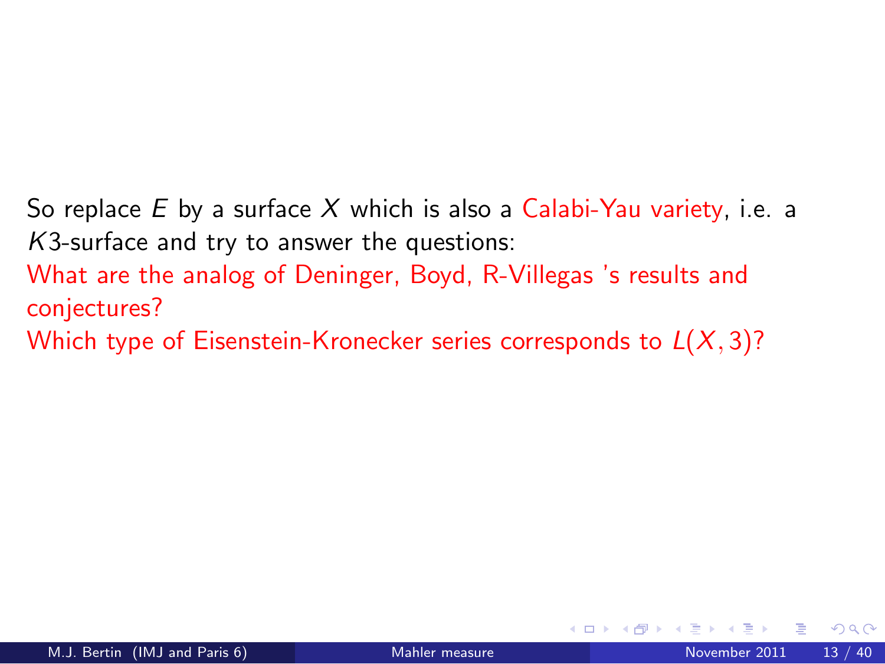So replace $E$ by a surface $X$ which is also a Calabi-Yau variety, i.e. a $K3$-surface and try to answer the questions:

What are the analog of Deninger, Boyd, R-Villegas 's results and conjectures?

Which type of Eisenstein-Kronecker series corresponds to $L(X, 3)$?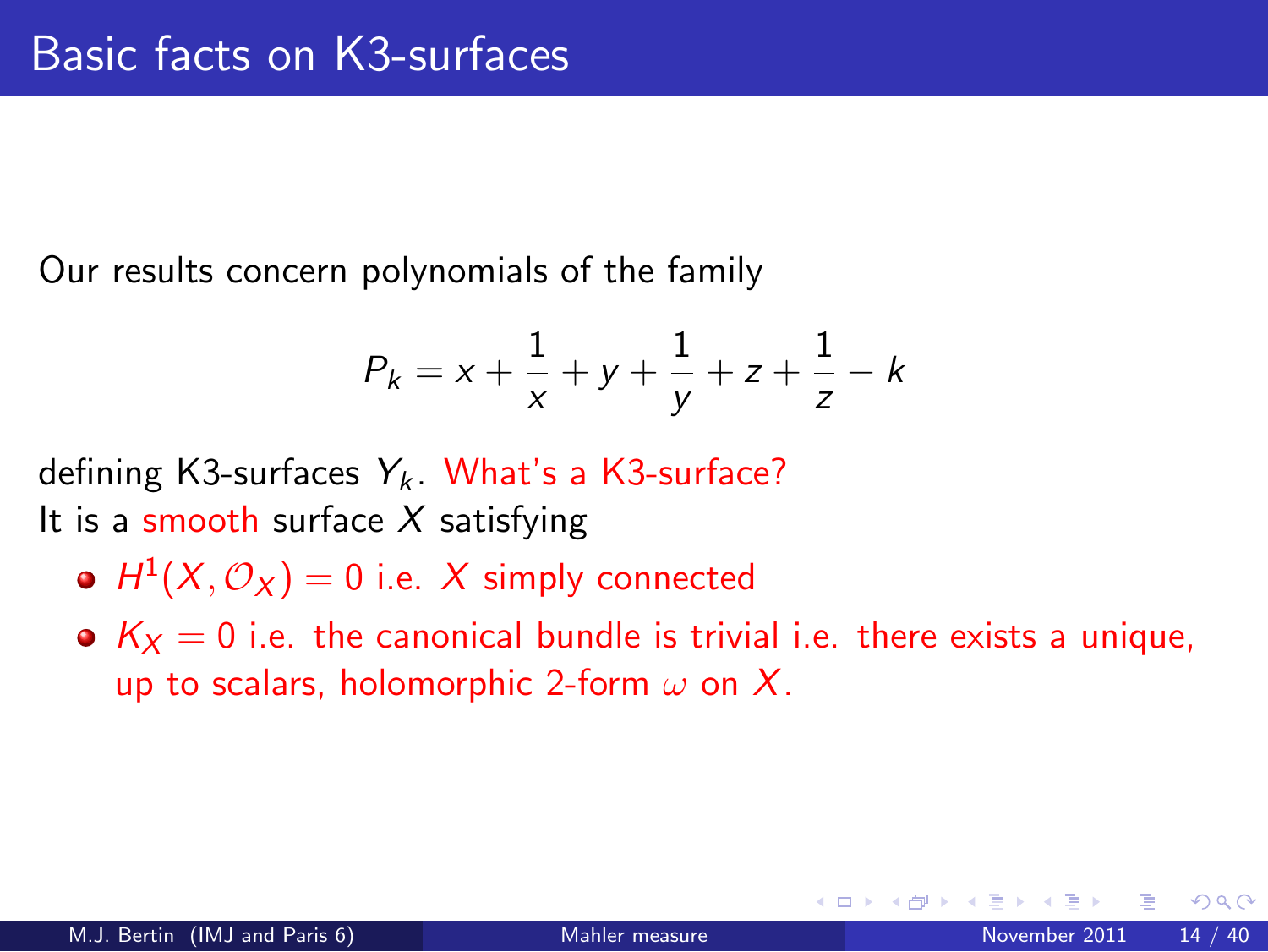# Basic facts on K3-surfaces

Our results concern polynomials of the family

$$P_k = x + \frac{1}{x} + y + \frac{1}{y} + z + \frac{1}{z} - k$$

defining K3-surfaces $Y_k$. What's a K3-surface?
It is a smooth surface $X$ satisfying

- $H^1(X, \mathcal{O}_X) = 0$ i.e. $X$ simply connected
- $K_X = 0$ i.e. the canonical bundle is trivial i.e. there exists a unique, up to scalars, holomorphic 2-form $\omega$ on $X$.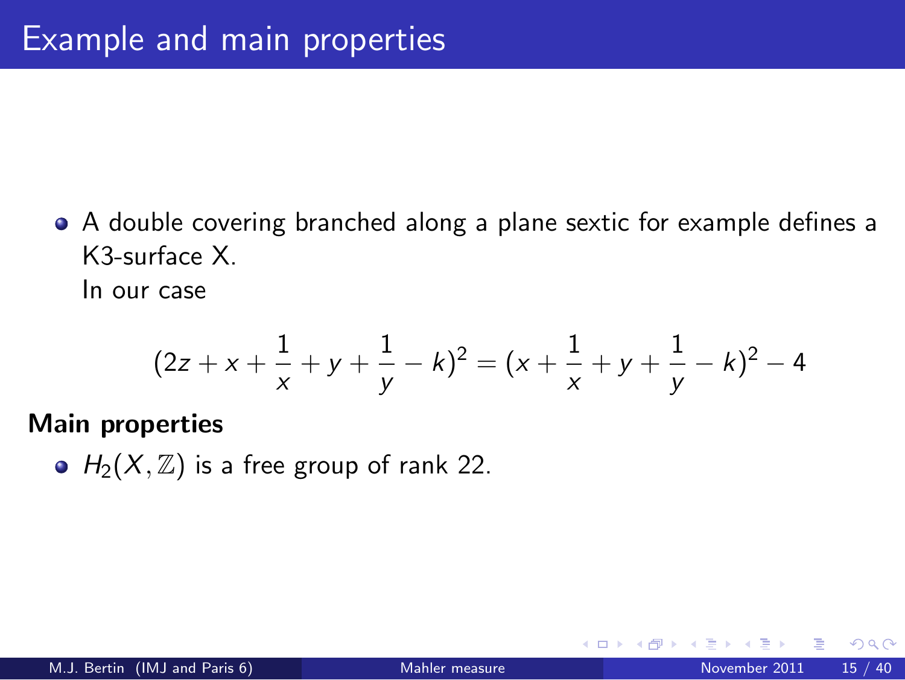# Example and main properties

- A double covering branched along a plane sextic for example defines a K3-surface X.
  In our case

$$(2z + x + \frac{1}{x} + y + \frac{1}{y} - k)^2 = (x + \frac{1}{x} + y + \frac{1}{y} - k)^2 - 4$$

**Main properties**

- $H_2(X, \mathbb{Z})$ is a free group of rank 22.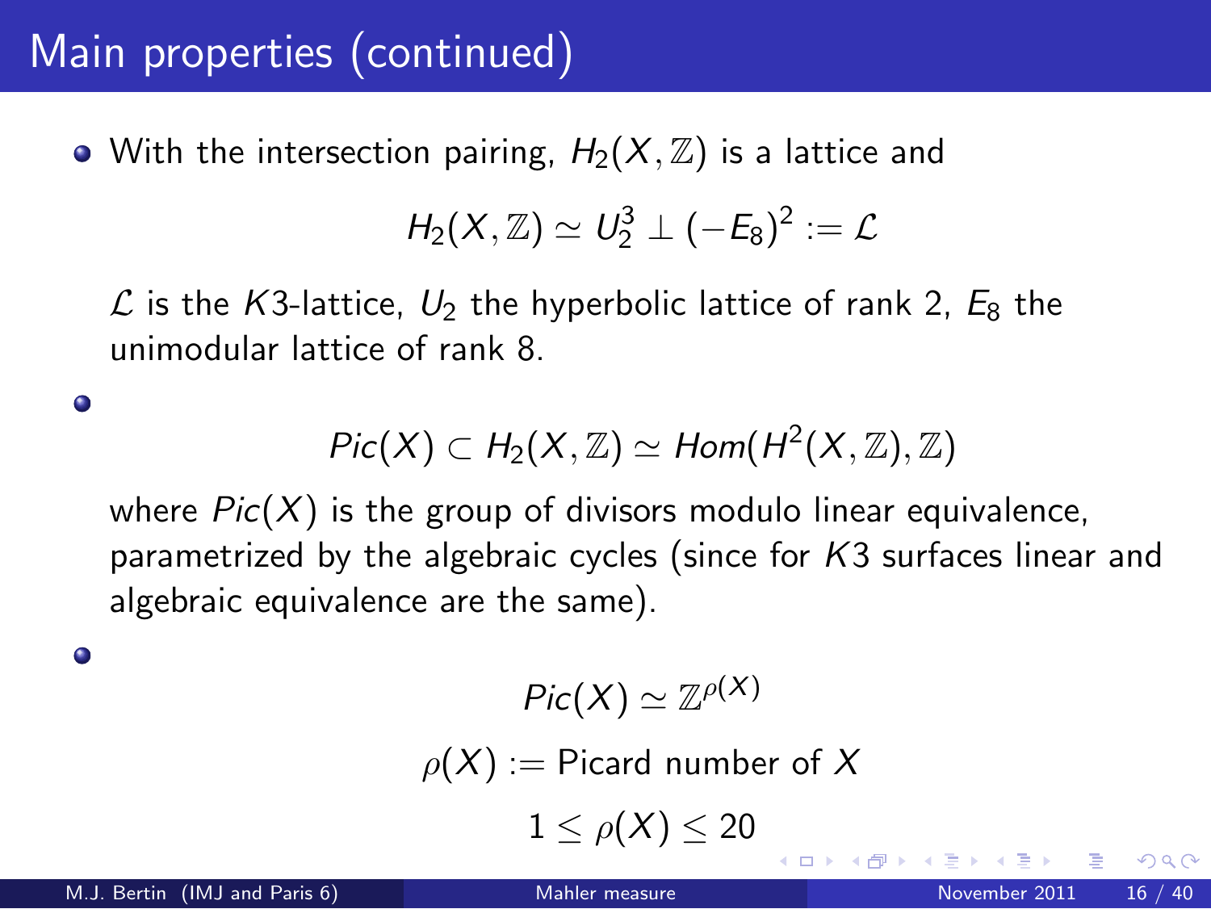# Main properties (continued)

- With the intersection pairing, $H_2(X, \mathbb{Z})$ is a lattice and

$$H_2(X, \mathbb{Z}) \simeq U_2^3 \perp (-E_8)^2 := \mathcal{L}$$

  $\mathcal{L}$ is the $K3$-lattice, $U_2$ the hyperbolic lattice of rank 2, $E_8$ the unimodular lattice of rank 8.

- $$Pic(X) \subset H_2(X, \mathbb{Z}) \simeq Hom(H^2(X, \mathbb{Z}), \mathbb{Z})$$

  where $Pic(X)$ is the group of divisors modulo linear equivalence, parametrized by the algebraic cycles (since for $K3$ surfaces linear and algebraic equivalence are the same).

- $$Pic(X) \simeq \mathbb{Z}^{\rho(X)}$$

$$\rho(X) := \text{Picard number of } X$$

$$1 \leq \rho(X) \leq 20$$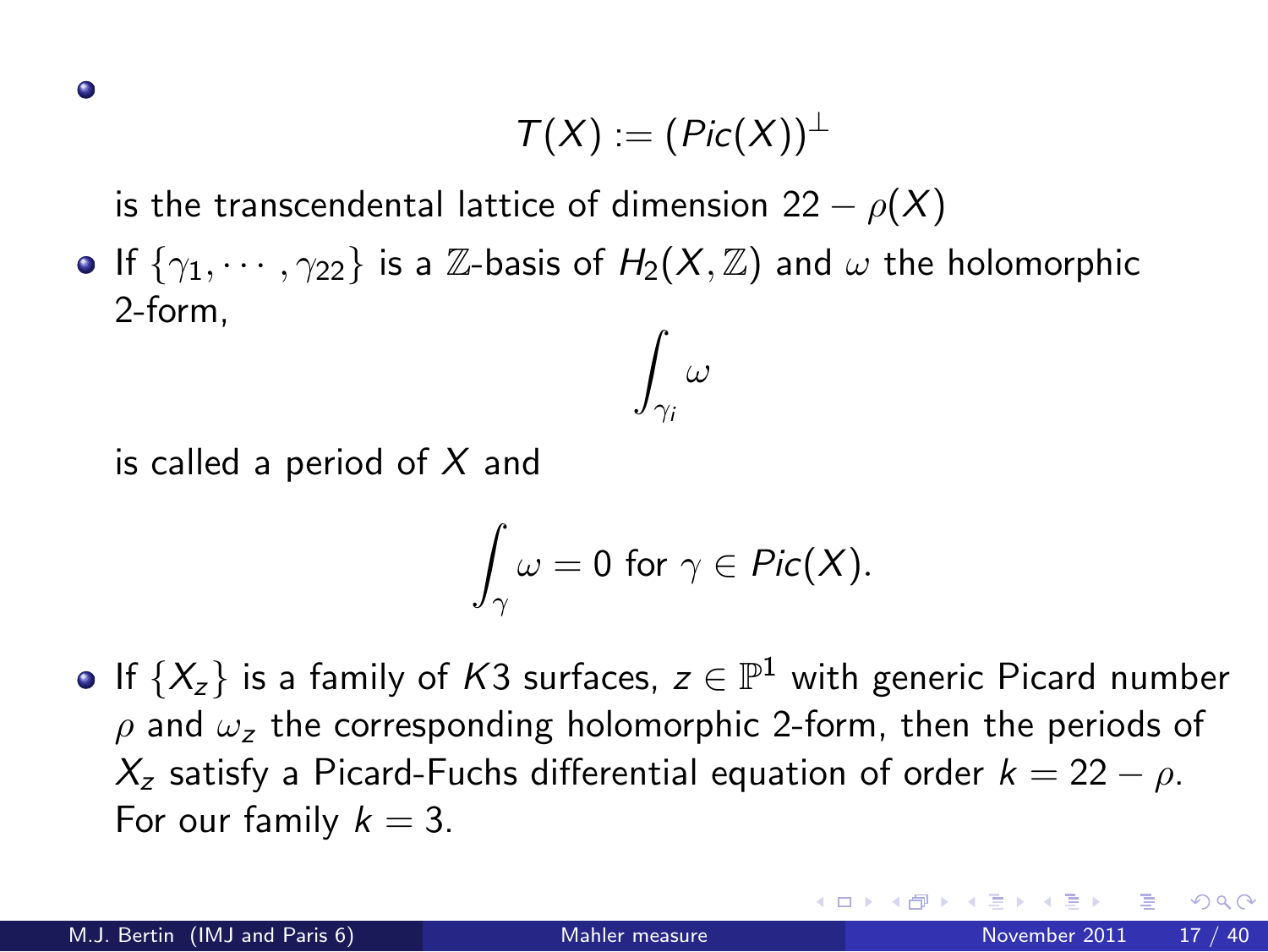- $$T(X) := (Pic(X))^{\perp}$$

  is the transcendental lattice of dimension $22 - \rho(X)$

- If $\{\gamma_1, \cdots, \gamma_{22}\}$ is a $\mathbb{Z}$-basis of $H_2(X, \mathbb{Z})$ and $\omega$ the holomorphic 2-form,

  $$\int_{\gamma_i} \omega$$

  is called a period of $X$ and

  $$\int_{\gamma} \omega = 0 \text{ for } \gamma \in Pic(X).$$

- If $\{X_z\}$ is a family of $K3$ surfaces, $z \in \mathbb{P}^1$ with generic Picard number $\rho$ and $\omega_z$ the corresponding holomorphic 2-form, then the periods of $X_z$ satisfy a Picard-Fuchs differential equation of order $k = 22 - \rho$. For our family $k = 3$.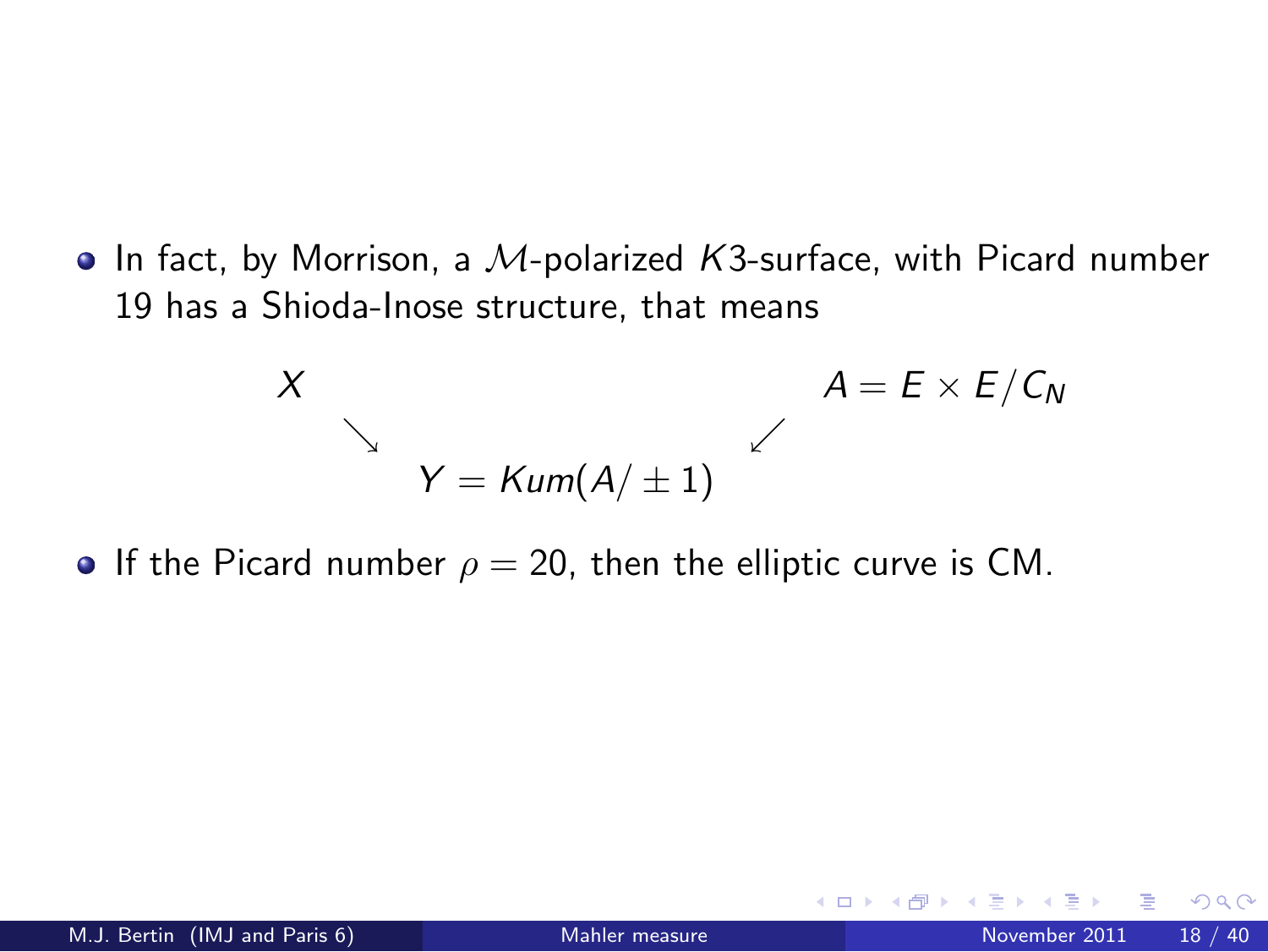- In fact, by Morrison, a $\mathcal{M}$-polarized $K3$-surface, with Picard number 19 has a Shioda-Inose structure, that means

$$
\begin{array}{ccc}
X & & A = E \times E/C_N \\
& \searrow \qquad \swarrow & \\
& Y = Kum(A/\pm 1) &
\end{array}
$$

- If the Picard number $\rho = 20$, then the elliptic curve is CM.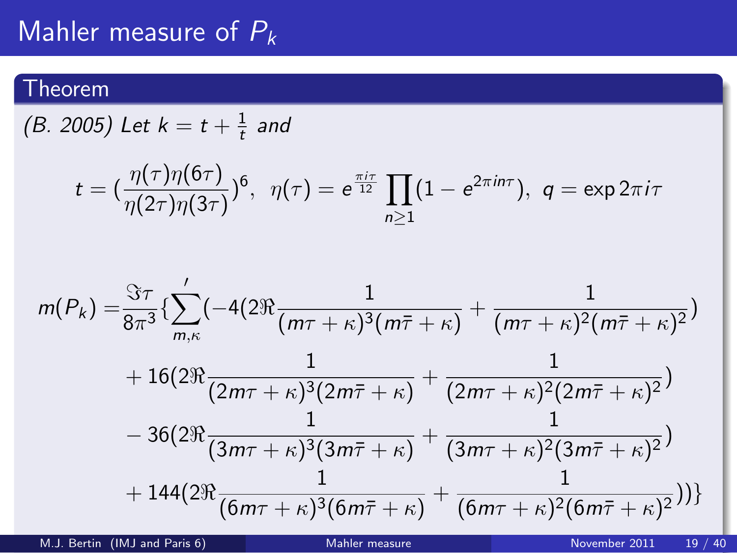# Mahler measure of $P_k$

## Theorem

*(B. 2005) Let $k = t + \frac{1}{t}$ and*

$$t = \left(\frac{\eta(\tau)\eta(6\tau)}{\eta(2\tau)\eta(3\tau)}\right)^6, \;\; \eta(\tau) = e^{\frac{\pi i \tau}{12}} \prod_{n \geq 1} (1 - e^{2\pi i n \tau}), \;\; q = \exp 2\pi i \tau$$

$$\begin{aligned}
m(P_k) = & \frac{\Im\tau}{8\pi^3} \Big\{ {\sum_{m,\kappa}}' \Big( -4\Big(2\Re\frac{1}{(m\tau+\kappa)^3(m\bar{\tau}+\kappa)} + \frac{1}{(m\tau+\kappa)^2(m\bar{\tau}+\kappa)^2}\Big) \\
& + 16\Big(2\Re\frac{1}{(2m\tau+\kappa)^3(2m\bar{\tau}+\kappa)} + \frac{1}{(2m\tau+\kappa)^2(2m\bar{\tau}+\kappa)^2}\Big) \\
& - 36\Big(2\Re\frac{1}{(3m\tau+\kappa)^3(3m\bar{\tau}+\kappa)} + \frac{1}{(3m\tau+\kappa)^2(3m\bar{\tau}+\kappa)^2}\Big) \\
& + 144\Big(2\Re\frac{1}{(6m\tau+\kappa)^3(6m\bar{\tau}+\kappa)} + \frac{1}{(6m\tau+\kappa)^2(6m\bar{\tau}+\kappa)^2}\Big)\Big)\Big\}
\end{aligned}$$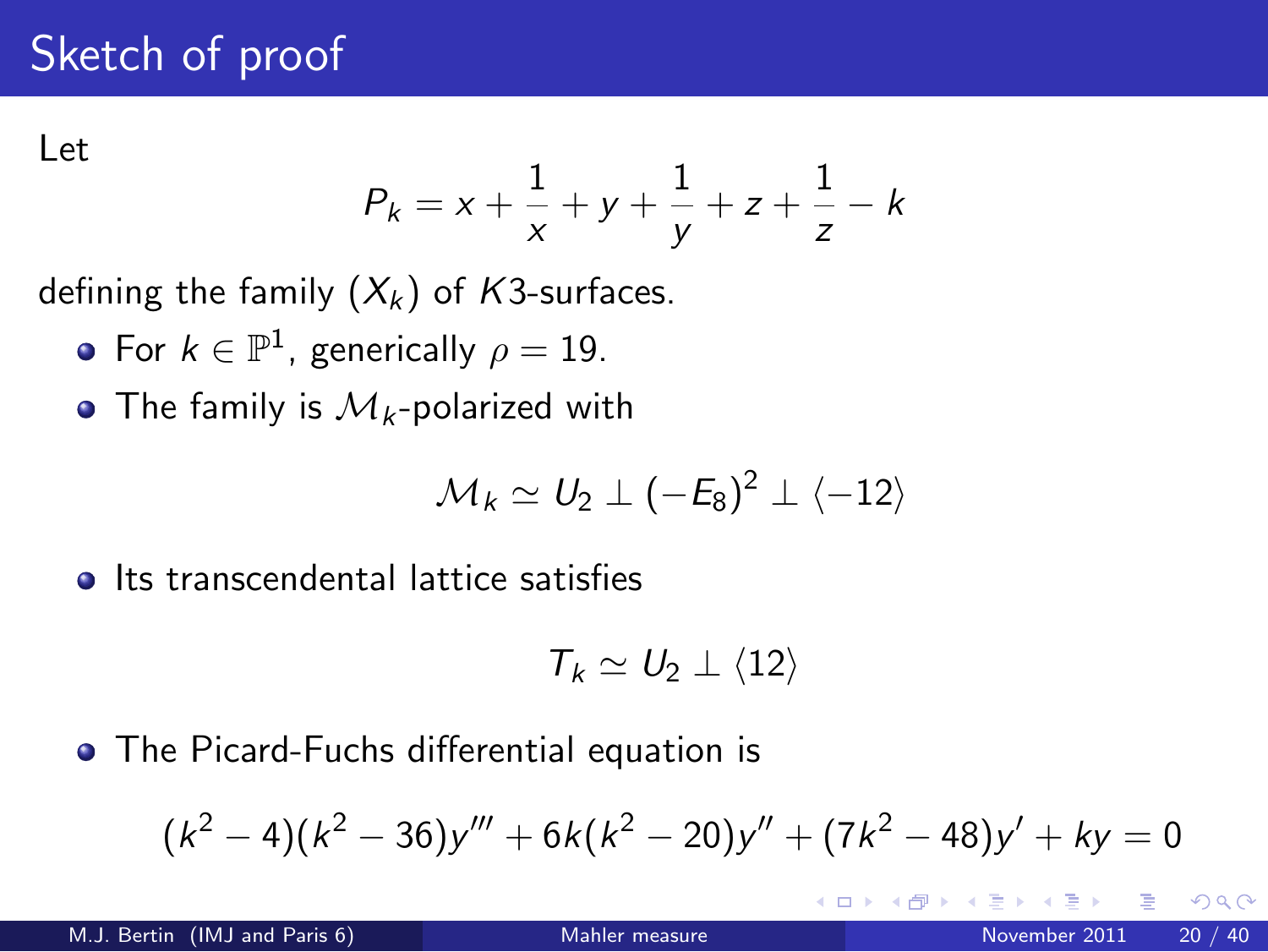# Sketch of proof

Let

$$P_k = x + \frac{1}{x} + y + \frac{1}{y} + z + \frac{1}{z} - k$$

defining the family $(X_k)$ of $K3$-surfaces.

- For $k \in \mathbb{P}^1$, generically $\rho = 19$.
- The family is $\mathcal{M}_k$-polarized with

$$\mathcal{M}_k \simeq U_2 \perp (-E_8)^2 \perp \langle -12 \rangle$$

- Its transcendental lattice satisfies

$$T_k \simeq U_2 \perp \langle 12 \rangle$$

- The Picard-Fuchs differential equation is

$$(k^2 - 4)(k^2 - 36)y''' + 6k(k^2 - 20)y'' + (7k^2 - 48)y' + ky = 0$$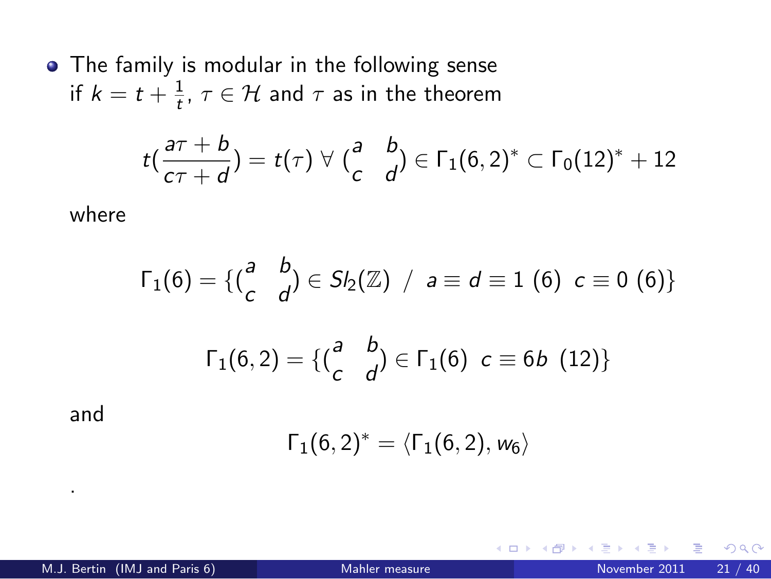- The family is modular in the following sense if $k = t + \frac{1}{t}$, $\tau \in \mathcal{H}$ and $\tau$ as in the theorem

$$t(\frac{a\tau + b}{c\tau + d}) = t(\tau) \ \forall \ (\begin{smallmatrix} a & b \\ c & d \end{smallmatrix}) \in \Gamma_1(6,2)^* \subset \Gamma_0(12)^* + 12$$

where

$$\Gamma_1(6) = \{(\begin{smallmatrix} a & b \\ c & d \end{smallmatrix}) \in Sl_2(\mathbb{Z}) \ / \ a \equiv d \equiv 1 \ (6) \ \ c \equiv 0 \ (6)\}$$

$$\Gamma_1(6,2) = \{(\begin{smallmatrix} a & b \\ c & d \end{smallmatrix}) \in \Gamma_1(6) \ \ c \equiv 6b \ \ (12)\}$$

and

$$\Gamma_1(6,2)^* = \langle \Gamma_1(6,2), w_6 \rangle$$

.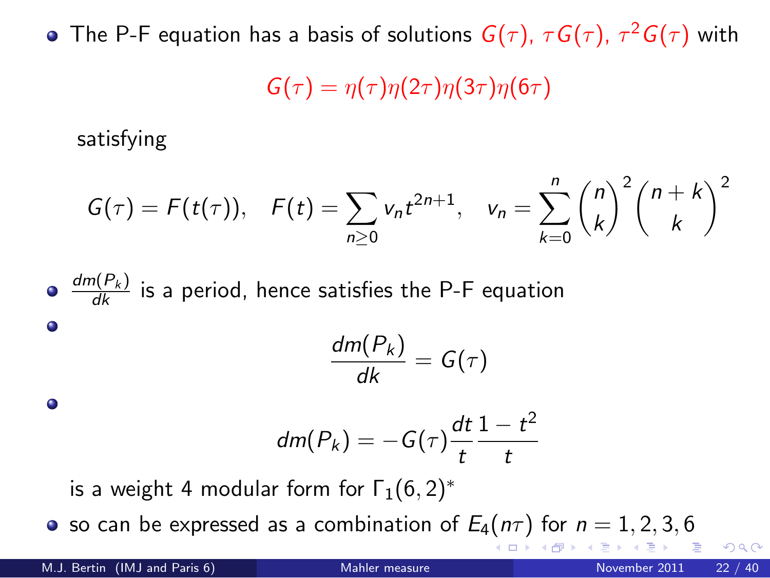- The P-F equation has a basis of solutions $G(\tau)$, $\tau G(\tau)$, $\tau^2 G(\tau)$ with

$$G(\tau) = \eta(\tau)\eta(2\tau)\eta(3\tau)\eta(6\tau)$$

  satisfying

$$G(\tau) = F(t(\tau)), \quad F(t) = \sum_{n \geq 0} v_n t^{2n+1}, \quad v_n = \sum_{k=0}^{n} \binom{n}{k}^2 \binom{n+k}{k}^2$$

- $\frac{dm(P_k)}{dk}$ is a period, hence satisfies the P-F equation
- $$\frac{dm(P_k)}{dk} = G(\tau)$$
- $$dm(P_k) = -G(\tau)\frac{dt}{t}\frac{1-t^2}{t}$$

  is a weight 4 modular form for $\Gamma_1(6,2)^*$
- so can be expressed as a combination of $E_4(n\tau)$ for $n = 1, 2, 3, 6$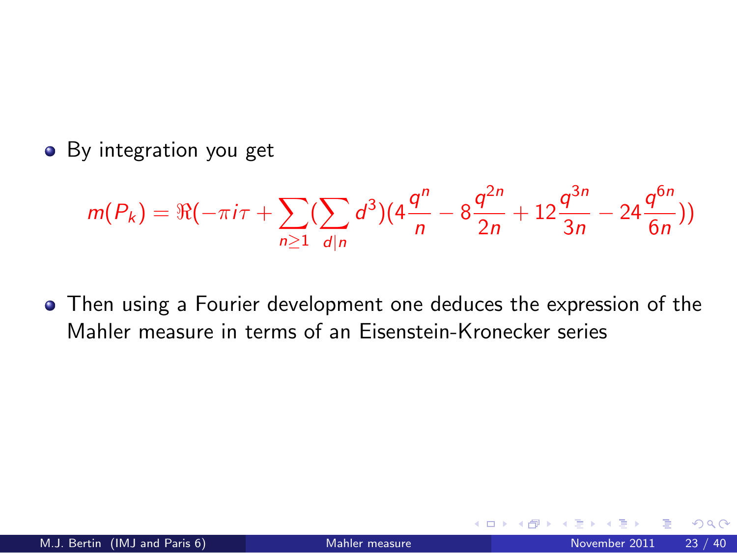- By integration you get

$$m(P_k) = \Re(-\pi i \tau + \sum_{n\geq 1} (\sum_{d|n} d^3)(4\frac{q^n}{n} - 8\frac{q^{2n}}{2n} + 12\frac{q^{3n}}{3n} - 24\frac{q^{6n}}{6n}))$$

- Then using a Fourier development one deduces the expression of the Mahler measure in terms of an Eisenstein-Kronecker series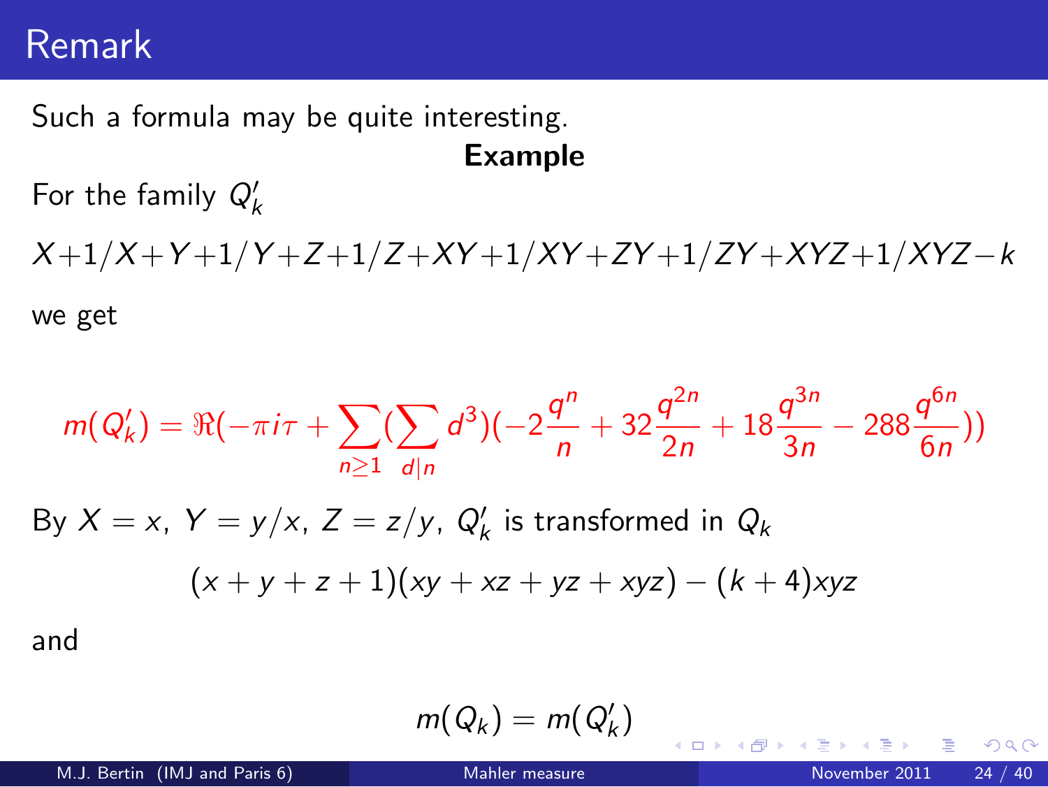# Remark

Such a formula may be quite interesting.

**Example**

For the family $Q'_k$

$$X+1/X+Y+1/Y+Z+1/Z+XY+1/XY+ZY+1/ZY+XYZ+1/XYZ-k$$

we get

$$m(Q'_k) = \Re(-\pi i\tau + \sum_{n\geq 1}(\sum_{d|n} d^3)(-2\frac{q^n}{n} + 32\frac{q^{2n}}{2n} + 18\frac{q^{3n}}{3n} - 288\frac{q^{6n}}{6n}))$$

By $X = x$, $Y = y/x$, $Z = z/y$, $Q'_k$ is transformed in $Q_k$

$$(x+y+z+1)(xy+xz+yz+xyz) - (k+4)xyz$$

and

$$m(Q_k) = m(Q'_k)$$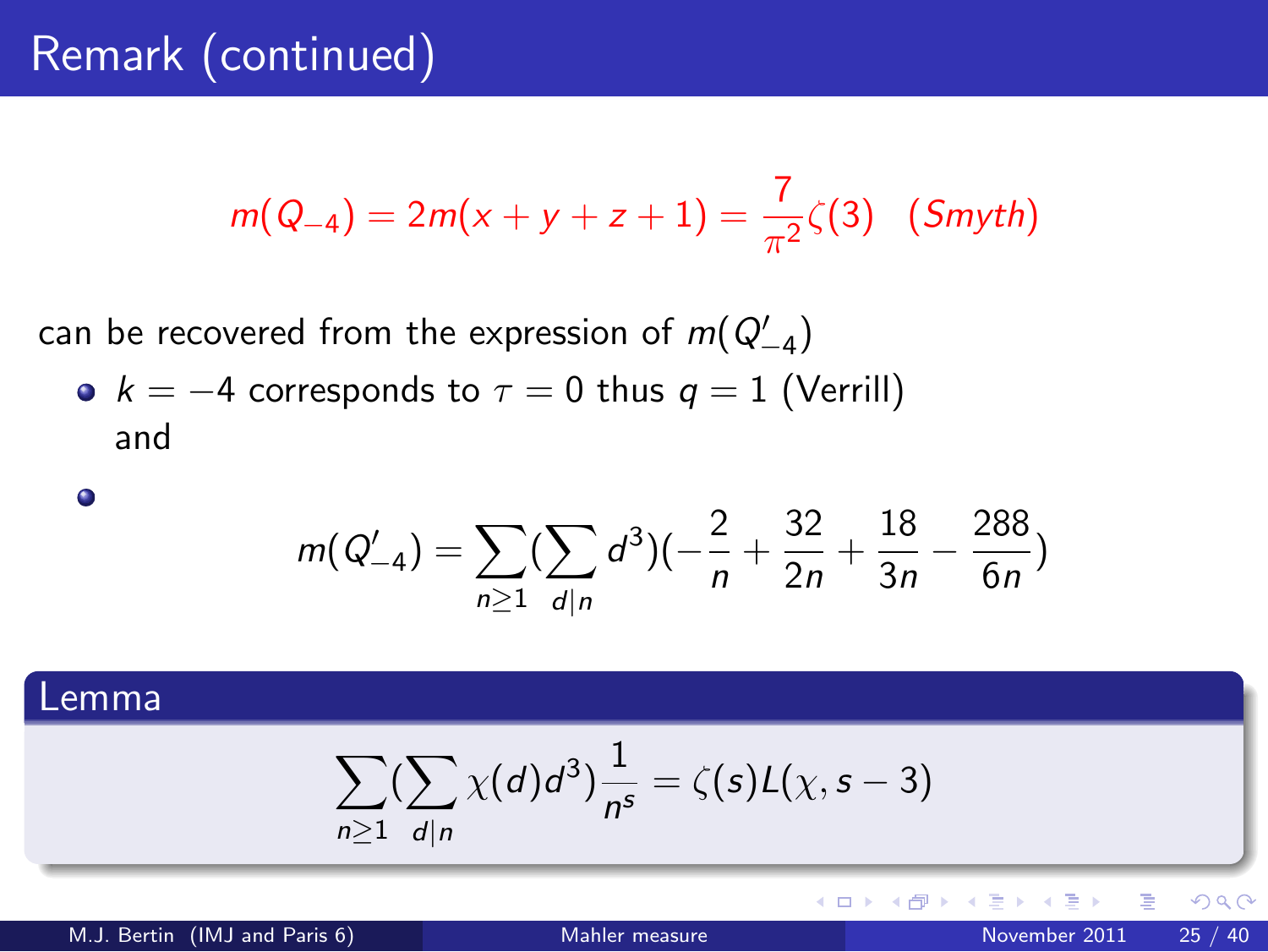# Remark (continued)

$$m(Q_{-4}) = 2m(x+y+z+1) = \frac{7}{\pi^2}\zeta(3) \quad (Smyth)$$

can be recovered from the expression of $m(Q'_{-4})$

- $k = -4$ corresponds to $\tau = 0$ thus $q = 1$ (Verrill) and
- $$m(Q'_{-4}) = \sum_{n \geq 1} (\sum_{d|n} d^3)(-\frac{2}{n} + \frac{32}{2n} + \frac{18}{3n} - \frac{288}{6n})$$

## Lemma

$$\sum_{n \geq 1} (\sum_{d|n} \chi(d) d^3) \frac{1}{n^s} = \zeta(s) L(\chi, s-3)$$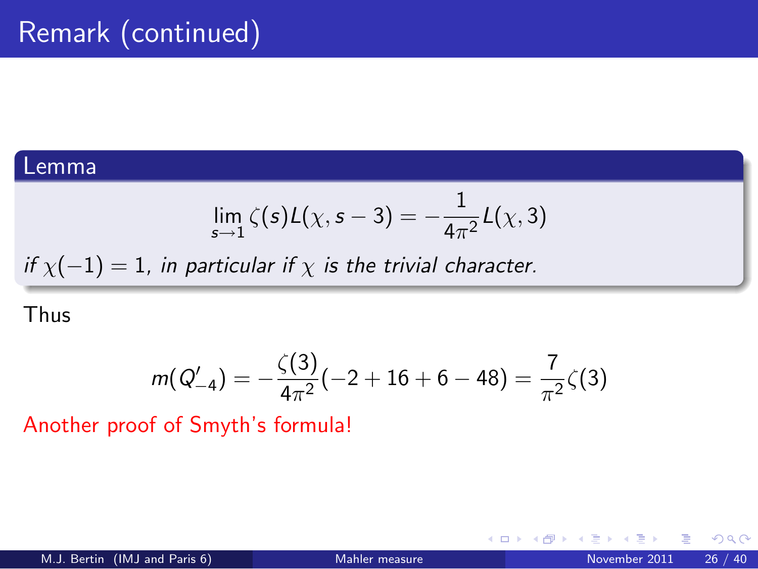# Remark (continued)

**Lemma**

$$\lim_{s \to 1} \zeta(s) L(\chi, s-3) = -\frac{1}{4\pi^2} L(\chi, 3)$$

*if $\chi(-1) = 1$, in particular if $\chi$ is the trivial character.*

Thus

$$m(Q'_{-4}) = -\frac{\zeta(3)}{4\pi^2}(-2 + 16 + 6 - 48) = \frac{7}{\pi^2}\zeta(3)$$

Another proof of Smyth's formula!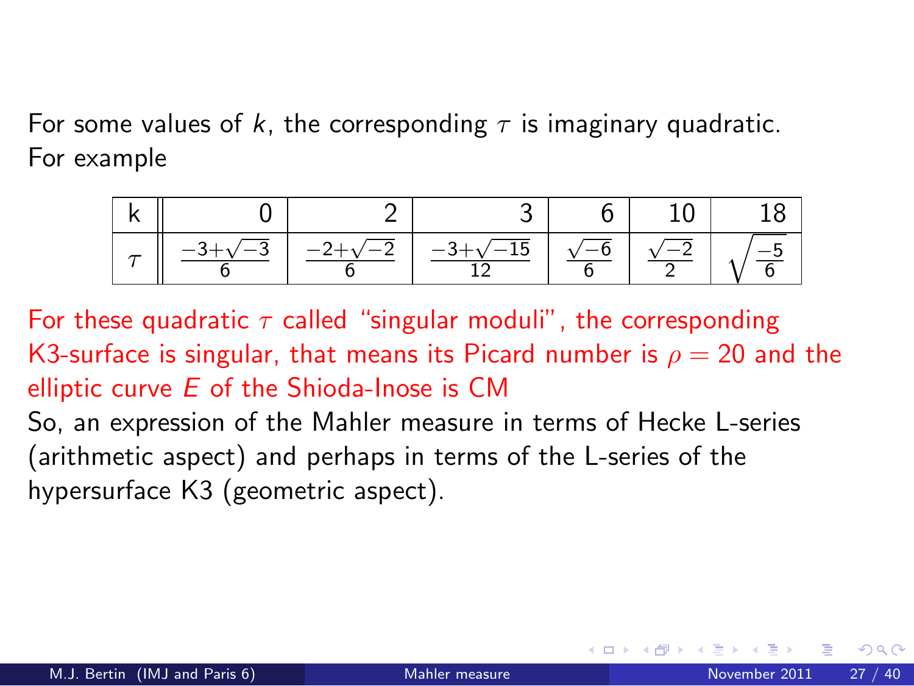For some values of $k$, the corresponding $\tau$ is imaginary quadratic. For example

| k | 0 | 2 | 3 | 6 | 10 | 18 |
|---|---|---|---|---|---|---|
| $\tau$ | $\frac{-3+\sqrt{-3}}{6}$ | $\frac{-2+\sqrt{-2}}{6}$ | $\frac{-3+\sqrt{-15}}{12}$ | $\frac{\sqrt{-6}}{6}$ | $\frac{\sqrt{-2}}{2}$ | $\sqrt{\frac{-5}{6}}$ |

For these quadratic $\tau$ called "singular moduli", the corresponding K3-surface is singular, that means its Picard number is $\rho = 20$ and the elliptic curve $E$ of the Shioda-Inose is CM

So, an expression of the Mahler measure in terms of Hecke L-series (arithmetic aspect) and perhaps in terms of the L-series of the hypersurface K3 (geometric aspect).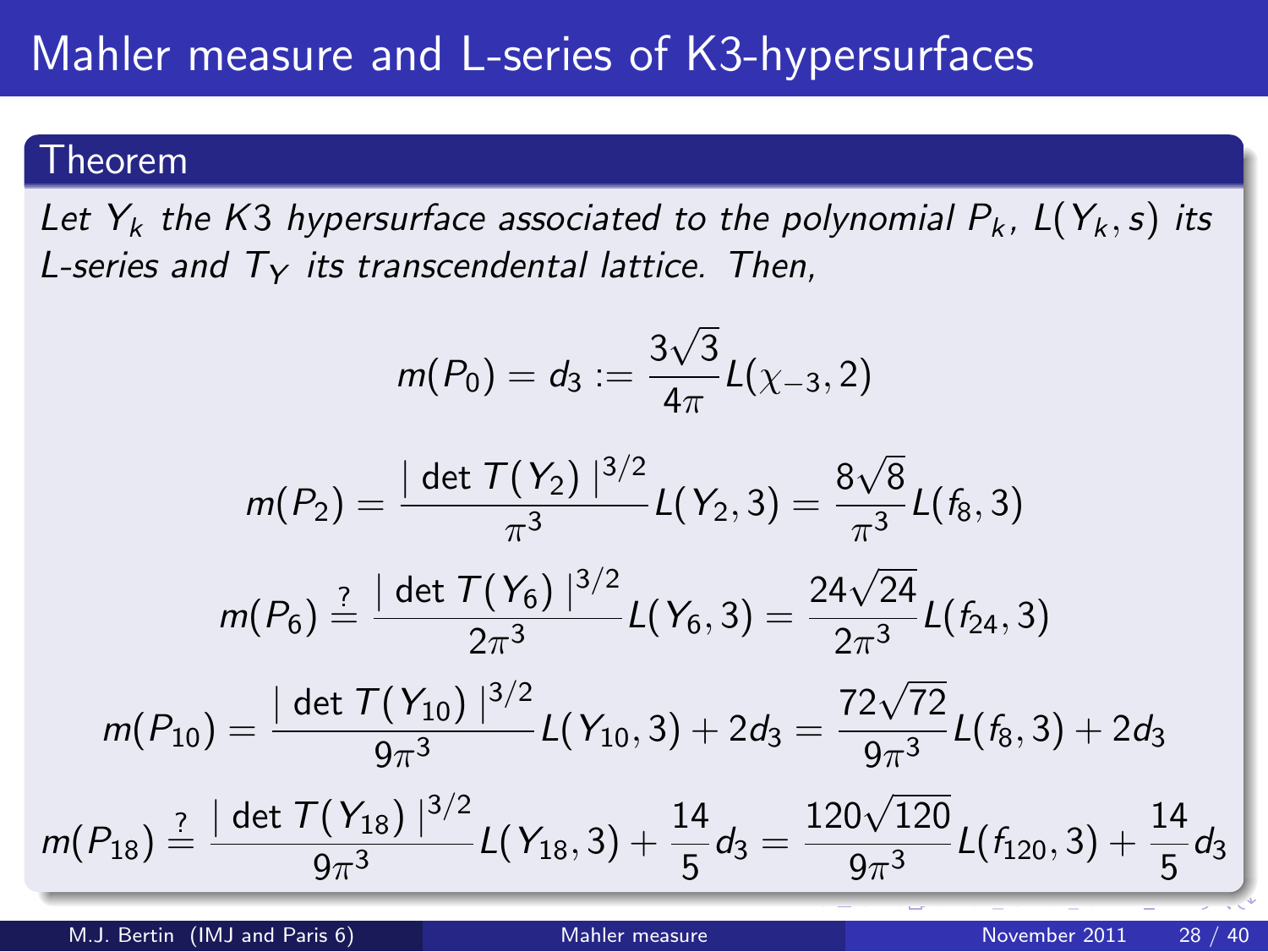# Mahler measure and L-series of K3-hypersurfaces

### Theorem

*Let $Y_k$ the K3 hypersurface associated to the polynomial $P_k$, $L(Y_k, s)$ its L-series and $T_Y$ its transcendental lattice. Then,*

$$m(P_0) = d_3 := \frac{3\sqrt{3}}{4\pi} L(\chi_{-3}, 2)$$

$$m(P_2) = \frac{|\det T(Y_2)|^{3/2}}{\pi^3} L(Y_2, 3) = \frac{8\sqrt{8}}{\pi^3} L(f_8, 3)$$

$$m(P_6) \stackrel{?}{=} \frac{|\det T(Y_6)|^{3/2}}{2\pi^3} L(Y_6, 3) = \frac{24\sqrt{24}}{2\pi^3} L(f_{24}, 3)$$

$$m(P_{10}) = \frac{|\det T(Y_{10})|^{3/2}}{9\pi^3} L(Y_{10}, 3) + 2d_3 = \frac{72\sqrt{72}}{9\pi^3} L(f_8, 3) + 2d_3$$

$$m(P_{18}) \stackrel{?}{=} \frac{|\det T(Y_{18})|^{3/2}}{9\pi^3} L(Y_{18}, 3) + \frac{14}{5} d_3 = \frac{120\sqrt{120}}{9\pi^3} L(f_{120}, 3) + \frac{14}{5} d_3$$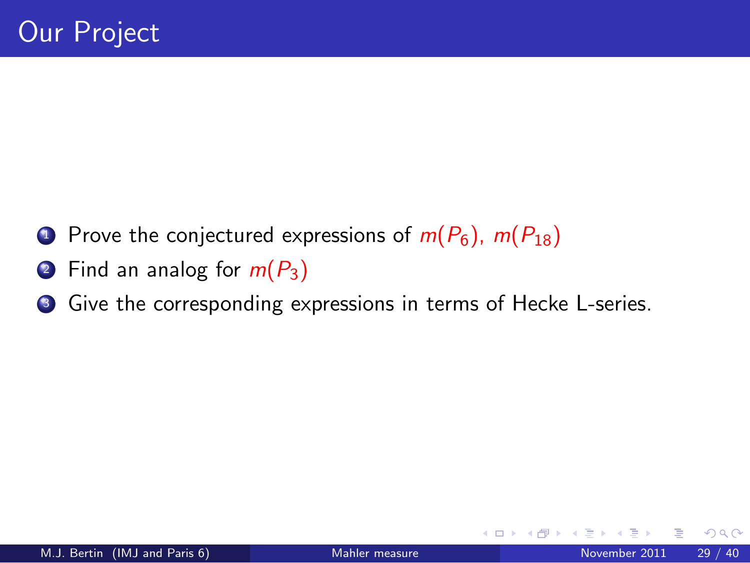# Our Project

1. Prove the conjectured expressions of $m(P_6)$, $m(P_{18})$
2. Find an analog for $m(P_3)$
3. Give the corresponding expressions in terms of Hecke L-series.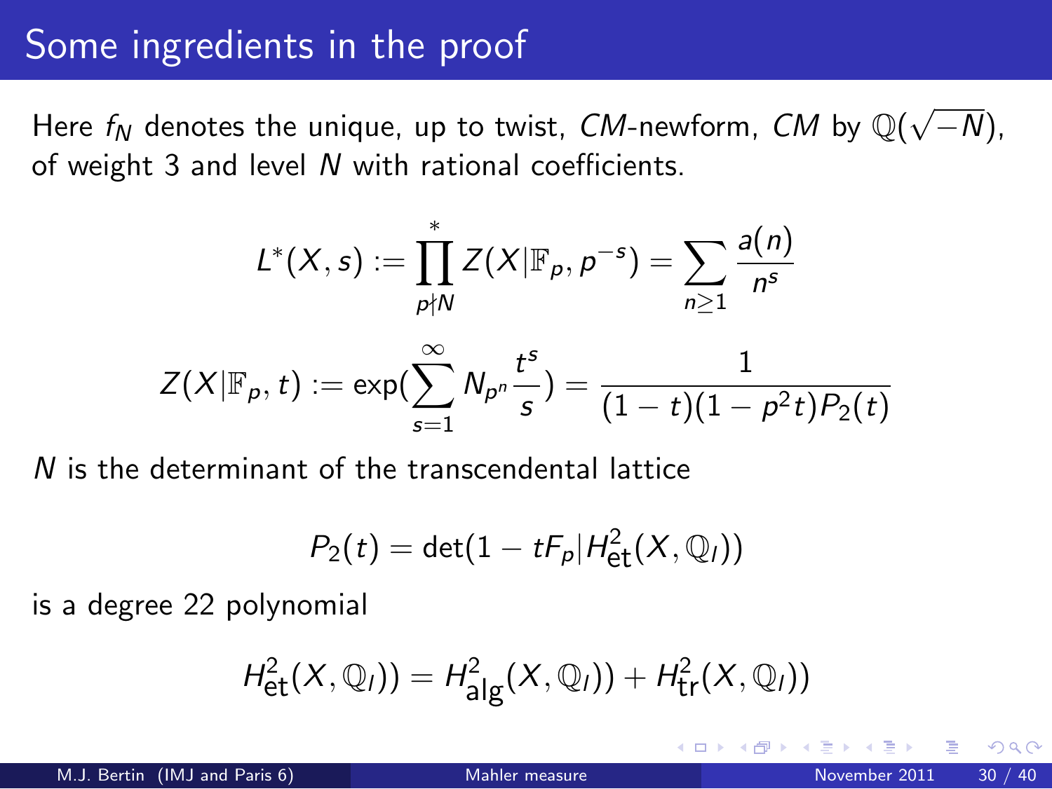# Some ingredients in the proof

Here $f_N$ denotes the unique, up to twist, *CM*-newform, *CM* by $\mathbb{Q}(\sqrt{-N})$, of weight 3 and level $N$ with rational coefficients.

$$L^*(X,s) := \prod_{p\nmid N}^{*} Z(X|\mathbb{F}_p, p^{-s}) = \sum_{n\geq 1} \frac{a(n)}{n^s}$$

$$Z(X|\mathbb{F}_p, t) := \exp(\sum_{s=1}^{\infty} N_{p^n} \frac{t^s}{s}) = \frac{1}{(1-t)(1-p^2 t)P_2(t)}$$

$N$ is the determinant of the transcendental lattice

$$P_2(t) = \det(1 - tF_p | H^2_{\text{et}}(X, \mathbb{Q}_l))$$

is a degree 22 polynomial

$$H^2_{\text{et}}(X, \mathbb{Q}_l)) = H^2_{\text{alg}}(X, \mathbb{Q}_l)) + H^2_{\text{tr}}(X, \mathbb{Q}_l))$$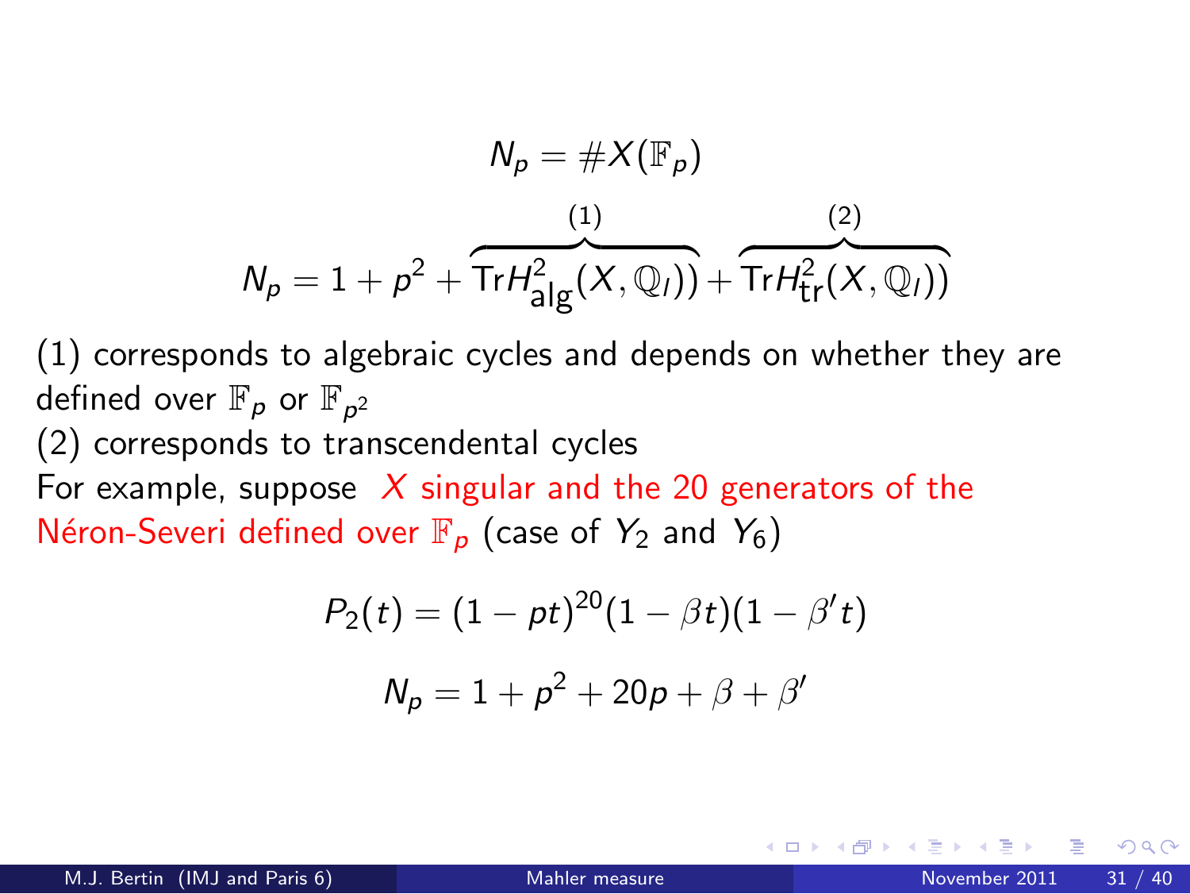$$N_p = \#X(\mathbb{F}_p)$$

$$N_p = 1 + p^2 + \overbrace{\mathrm{Tr} H^2_{\mathrm{alg}}(X, \mathbb{Q}_l))}^{(1)} + \overbrace{\mathrm{Tr} H^2_{\mathrm{tr}}(X, \mathbb{Q}_l))}^{(2)}$$

(1) corresponds to algebraic cycles and depends on whether they are defined over $\mathbb{F}_p$ or $\mathbb{F}_{p^2}$

(2) corresponds to transcendental cycles

For example, suppose $X$ singular and the 20 generators of the Néron-Severi defined over $\mathbb{F}_p$ (case of $Y_2$ and $Y_6$)

$$P_2(t) = (1 - pt)^{20}(1 - \beta t)(1 - \beta' t)$$

$$N_p = 1 + p^2 + 20p + \beta + \beta'$$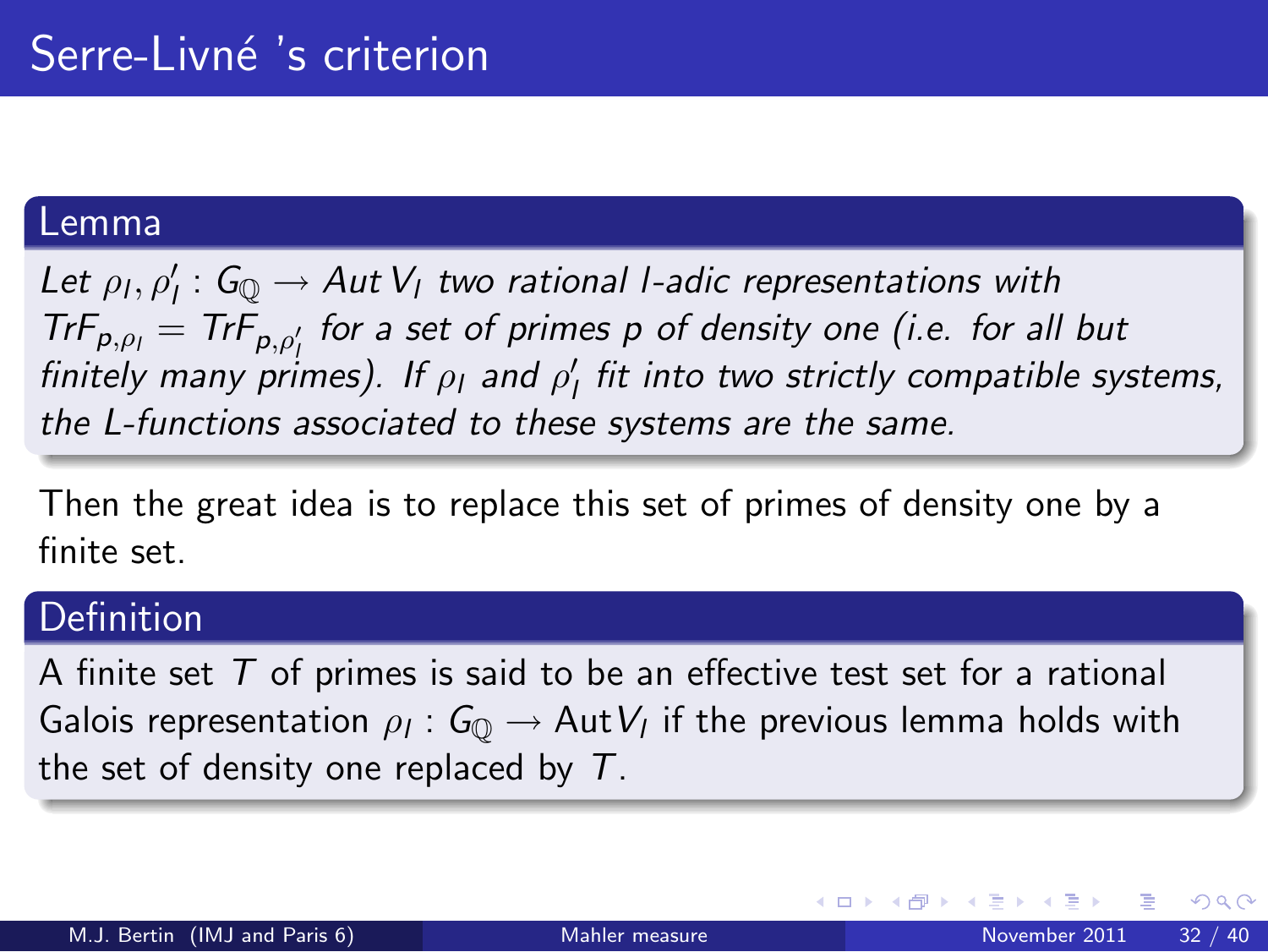# Serre-Livné 's criterion

**Lemma**

*Let $\rho_l, \rho'_l : G_{\mathbb{Q}} \to Aut\, V_l$ two rational l-adic representations with $TrF_{p,\rho_l} = TrF_{p,\rho'_l}$ for a set of primes p of density one (i.e. for all but finitely many primes). If $\rho_l$ and $\rho'_l$ fit into two strictly compatible systems, the L-functions associated to these systems are the same.*

Then the great idea is to replace this set of primes of density one by a finite set.

**Definition**

A finite set $T$ of primes is said to be an effective test set for a rational Galois representation $\rho_l : G_{\mathbb{Q}} \to \mathrm{Aut}\, V_l$ if the previous lemma holds with the set of density one replaced by $T$.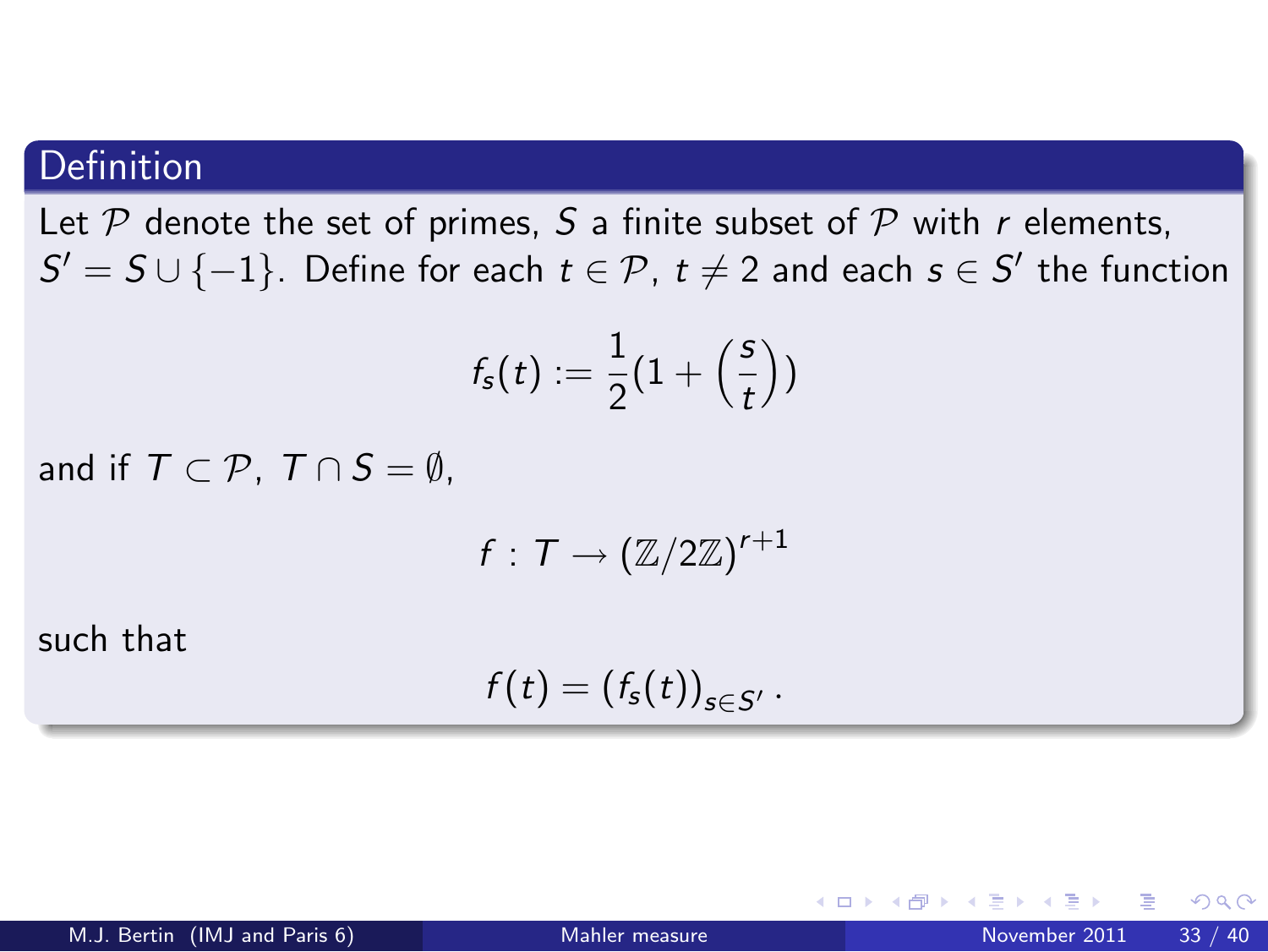## Definition

Let $\mathcal{P}$ denote the set of primes, $S$ a finite subset of $\mathcal{P}$ with $r$ elements, $S' = S \cup \{-1\}$. Define for each $t \in \mathcal{P}$, $t \neq 2$ and each $s \in S'$ the function

$$f_s(t) := \frac{1}{2}\left(1 + \left(\frac{s}{t}\right)\right)$$

and if $T \subset \mathcal{P}$, $T \cap S = \emptyset$,

$$f : T \to (\mathbb{Z}/2\mathbb{Z})^{r+1}$$

such that

$$f(t) = \left(f_s(t)\right)_{s \in S'}.$$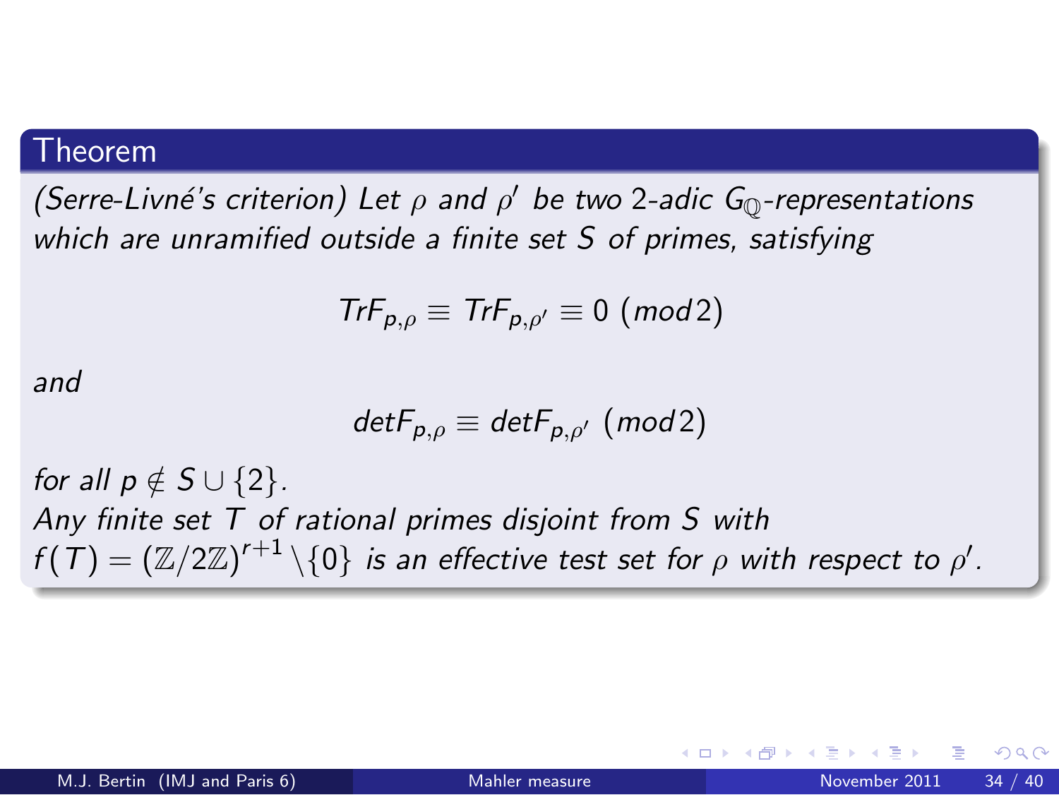### Theorem

*(Serre-Livné's criterion) Let $\rho$ and $\rho'$ be two 2-adic $G_{\mathbb{Q}}$-representations which are unramified outside a finite set $S$ of primes, satisfying*

$$TrF_{p,\rho} \equiv TrF_{p,\rho'} \equiv 0 \ (mod\, 2)$$

*and*

$$detF_{p,\rho} \equiv detF_{p,\rho'} \ (mod\, 2)$$

*for all $p \notin S \cup \{2\}$.*
*Any finite set $T$ of rational primes disjoint from $S$ with $f(T) = (\mathbb{Z}/2\mathbb{Z})^{r+1} \backslash \{0\}$ is an effective test set for $\rho$ with respect to $\rho'$.*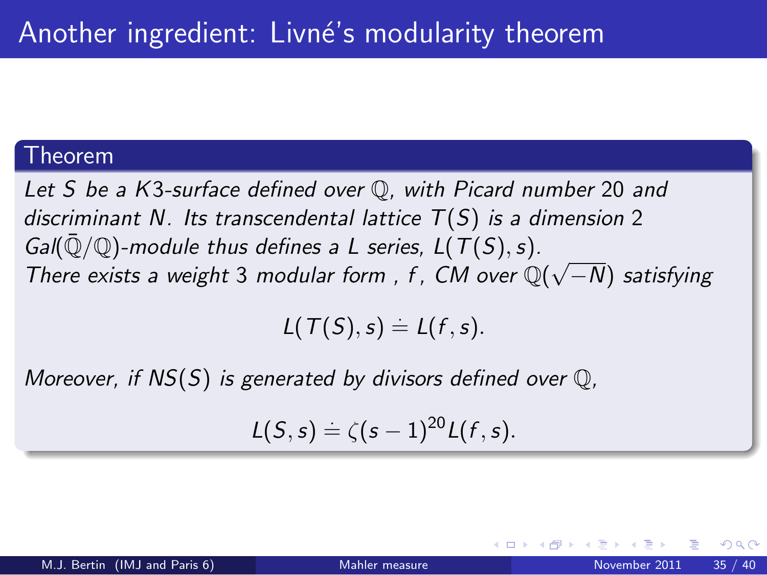# Another ingredient: Livné's modularity theorem

**Theorem**

*Let $S$ be a $K3$-surface defined over $\mathbb{Q}$, with Picard number 20 and discriminant $N$. Its transcendental lattice $T(S)$ is a dimension 2 $Gal(\bar{\mathbb{Q}}/\mathbb{Q})$-module thus defines a L series, $L(T(S), s)$.*
*There exists a weight 3 modular form , $f$, CM over $\mathbb{Q}(\sqrt{-N})$ satisfying*

$$L(T(S), s) \doteq L(f, s).$$

*Moreover, if $NS(S)$ is generated by divisors defined over $\mathbb{Q}$,*

$$L(S, s) \doteq \zeta(s-1)^{20} L(f, s).$$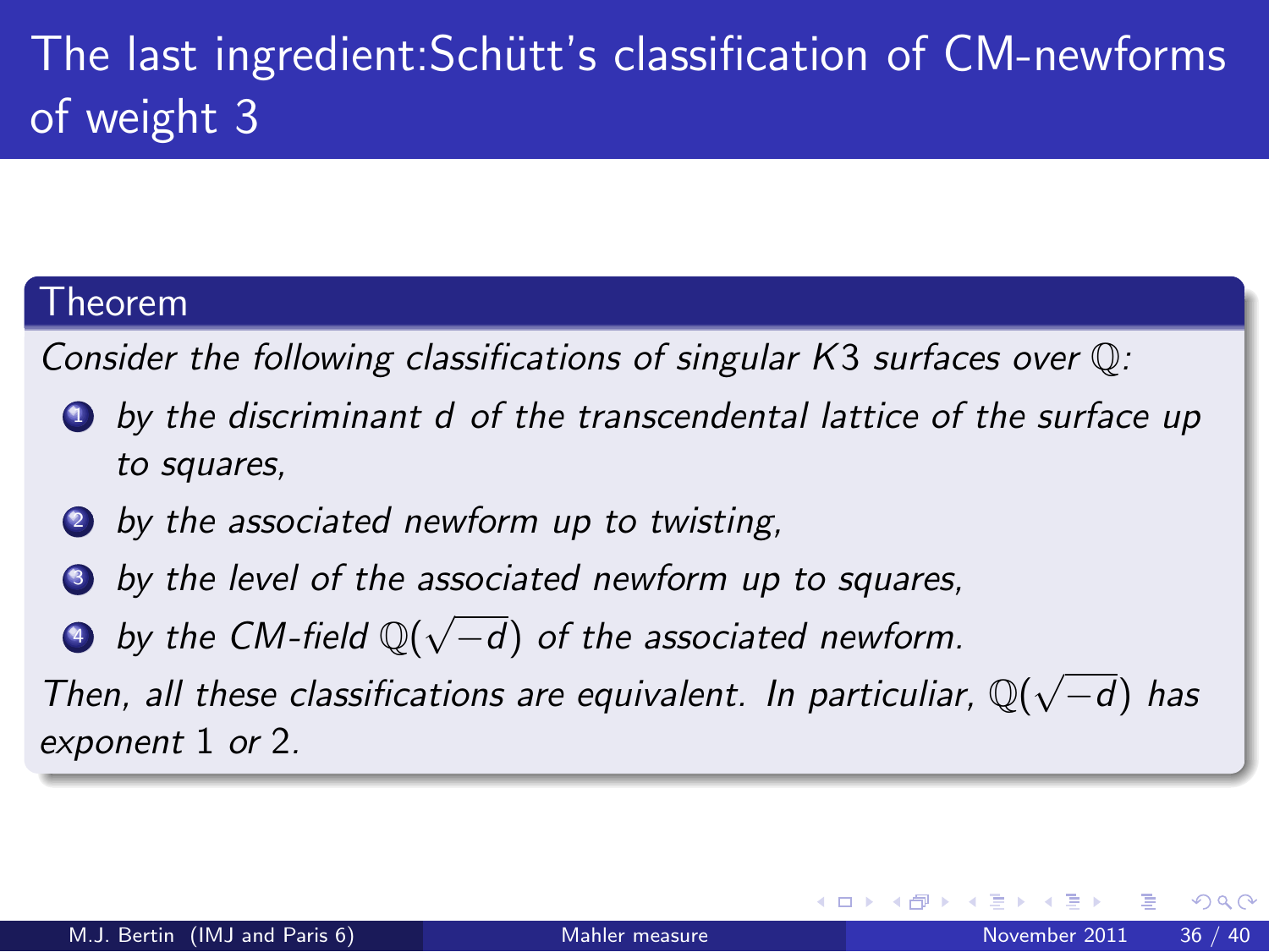# The last ingredient:Schütt's classification of CM-newforms of weight 3

**Theorem**

*Consider the following classifications of singular K3 surfaces over $\mathbb{Q}$:*

1. *by the discriminant $d$ of the transcendental lattice of the surface up to squares,*
2. *by the associated newform up to twisting,*
3. *by the level of the associated newform up to squares,*
4. *by the CM-field $\mathbb{Q}(\sqrt{-d})$ of the associated newform.*

*Then, all these classifications are equivalent. In particuliar, $\mathbb{Q}(\sqrt{-d})$ has exponent 1 or 2.*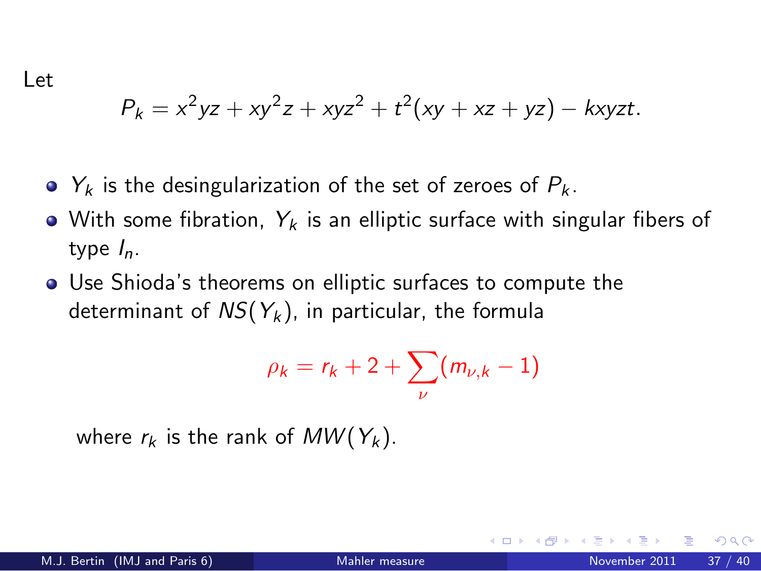Let

$$P_k = x^2yz + xy^2z + xyz^2 + t^2(xy + xz + yz) - kxyzt.$$

- $Y_k$ is the desingularization of the set of zeroes of $P_k$.
- With some fibration, $Y_k$ is an elliptic surface with singular fibers of type $I_n$.
- Use Shioda's theorems on elliptic surfaces to compute the determinant of $NS(Y_k)$, in particular, the formula

$$\rho_k = r_k + 2 + \sum_{\nu}(m_{\nu,k} - 1)$$

  where $r_k$ is the rank of $MW(Y_k)$.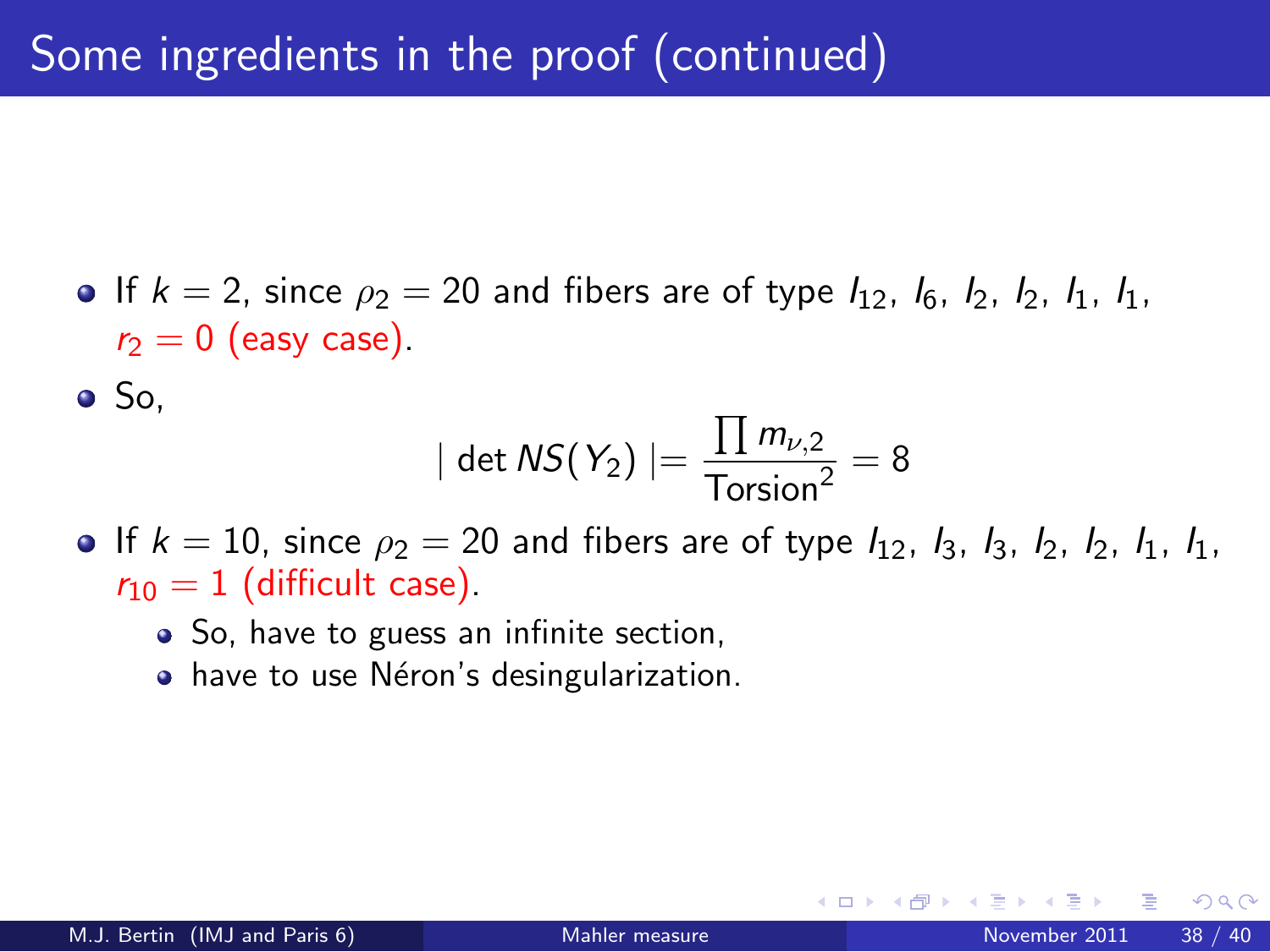# Some ingredients in the proof (continued)

- If $k = 2$, since $\rho_2 = 20$ and fibers are of type $I_{12}$, $I_6$, $I_2$, $I_2$, $I_1$, $I_1$, $r_2 = 0$ (easy case).
- So,

$$\mid \det NS(Y_2) \mid = \frac{\prod m_{\nu,2}}{\text{Torsion}^2} = 8$$

- If $k = 10$, since $\rho_2 = 20$ and fibers are of type $I_{12}$, $I_3$, $I_3$, $I_2$, $I_2$, $I_1$, $I_1$, $r_{10} = 1$ (difficult case).
  - So, have to guess an infinite section,
  - have to use Néron's desingularization.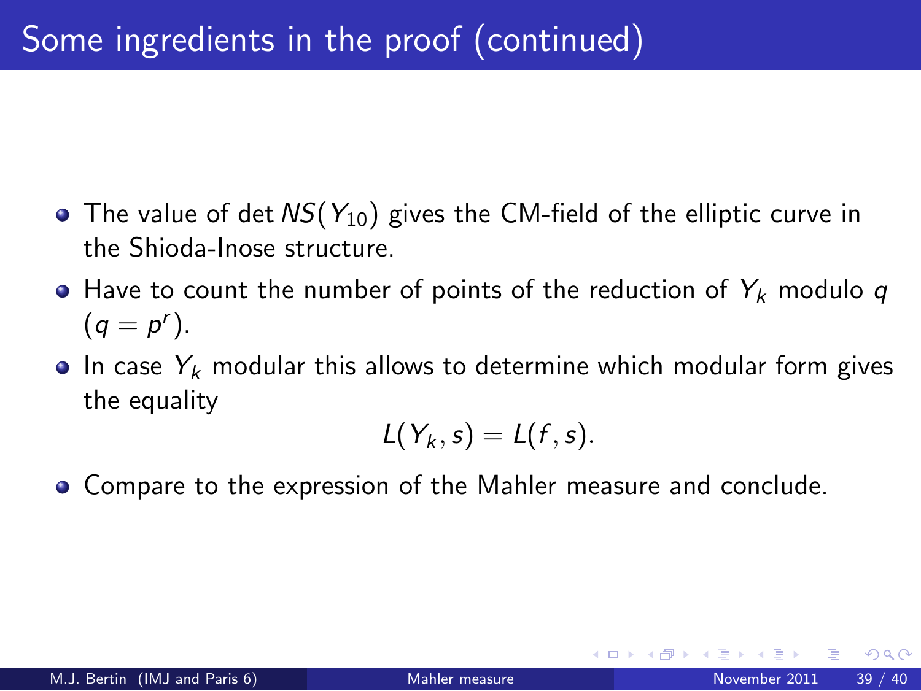# Some ingredients in the proof (continued)

- The value of $\det NS(Y_{10})$ gives the CM-field of the elliptic curve in the Shioda-Inose structure.
- Have to count the number of points of the reduction of $Y_k$ modulo $q$ ($q = p^r$).
- In case $Y_k$ modular this allows to determine which modular form gives the equality

$$L(Y_k, s) = L(f, s).$$

- Compare to the expression of the Mahler measure and conclude.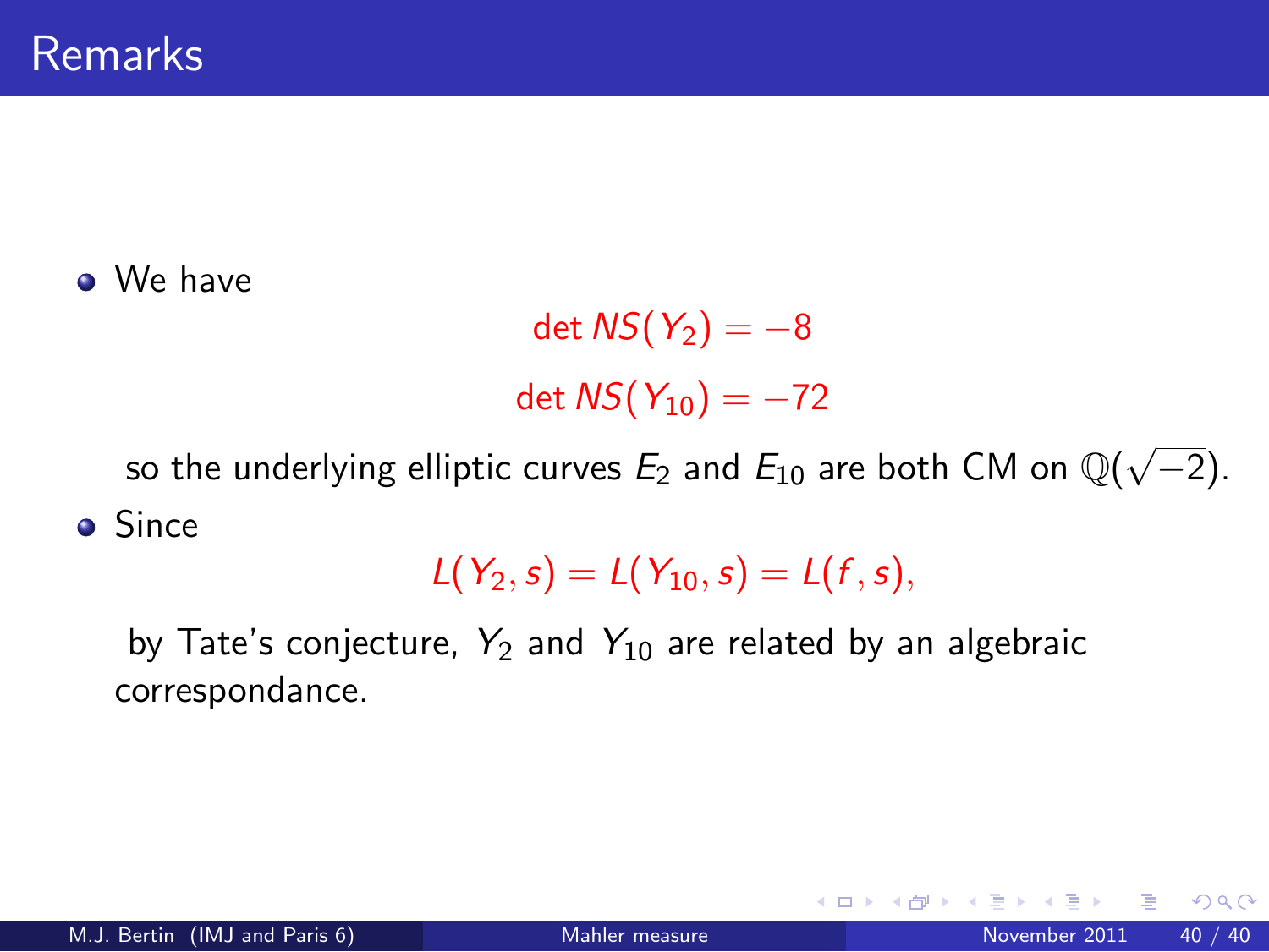# Remarks

- We have

$$\det NS(Y_2) = -8$$

$$\det NS(Y_{10}) = -72$$

so the underlying elliptic curves $E_2$ and $E_{10}$ are both CM on $\mathbb{Q}(\sqrt{-2})$.

- Since

$$L(Y_2, s) = L(Y_{10}, s) = L(f, s),$$

by Tate's conjecture, $Y_2$ and $Y_{10}$ are related by an algebraic correspondance.